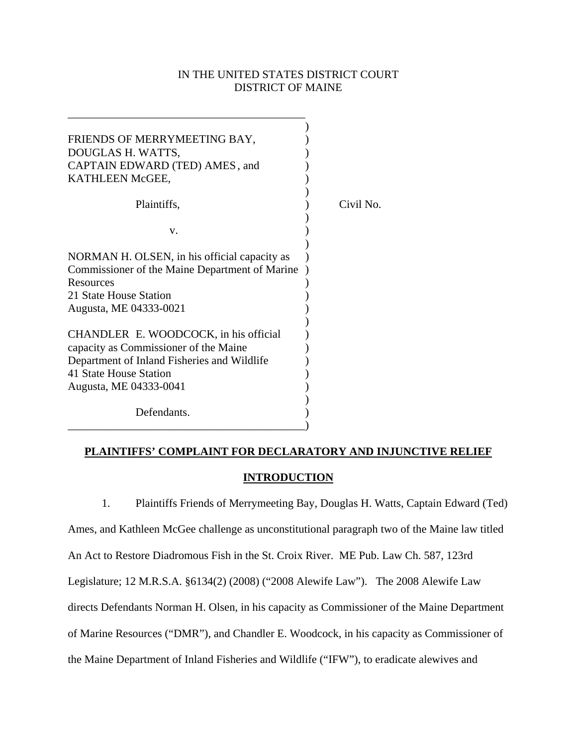IN THE UNITED STATES DISTRICT COURT
DISTRICT OF MAINE

| | | |
|---|---|---|
| FRIENDS OF MERRYMEETING BAY, DOUGLAS H. WATTS, CAPTAIN EDWARD (TED) AMES, and KATHLEEN McGEE, | ) | |
| Plaintiffs, | ) | Civil No. |
| v. | ) | |
| NORMAN H. OLSEN, in his official capacity as Commissioner of the Maine Department of Marine Resources 21 State House Station Augusta, ME 04333-0021 | ) | |
| CHANDLER E. WOODCOCK, in his official capacity as Commissioner of the Maine Department of Inland Fisheries and Wildlife 41 State House Station Augusta, ME 04333-0041 | ) | |
| Defendants. | ) | |

**PLAINTIFFS' COMPLAINT FOR DECLARATORY AND INJUNCTIVE RELIEF**

**INTRODUCTION**

1. Plaintiffs Friends of Merrymeeting Bay, Douglas H. Watts, Captain Edward (Ted) Ames, and Kathleen McGee challenge as unconstitutional paragraph two of the Maine law titled An Act to Restore Diadromous Fish in the St. Croix River. ME Pub. Law Ch. 587, 123rd Legislature; 12 M.R.S.A. §6134(2) (2008) ("2008 Alewife Law"). The 2008 Alewife Law directs Defendants Norman H. Olsen, in his capacity as Commissioner of the Maine Department of Marine Resources ("DMR"), and Chandler E. Woodcock, in his capacity as Commissioner of the Maine Department of Inland Fisheries and Wildlife ("IFW"), to eradicate alewives and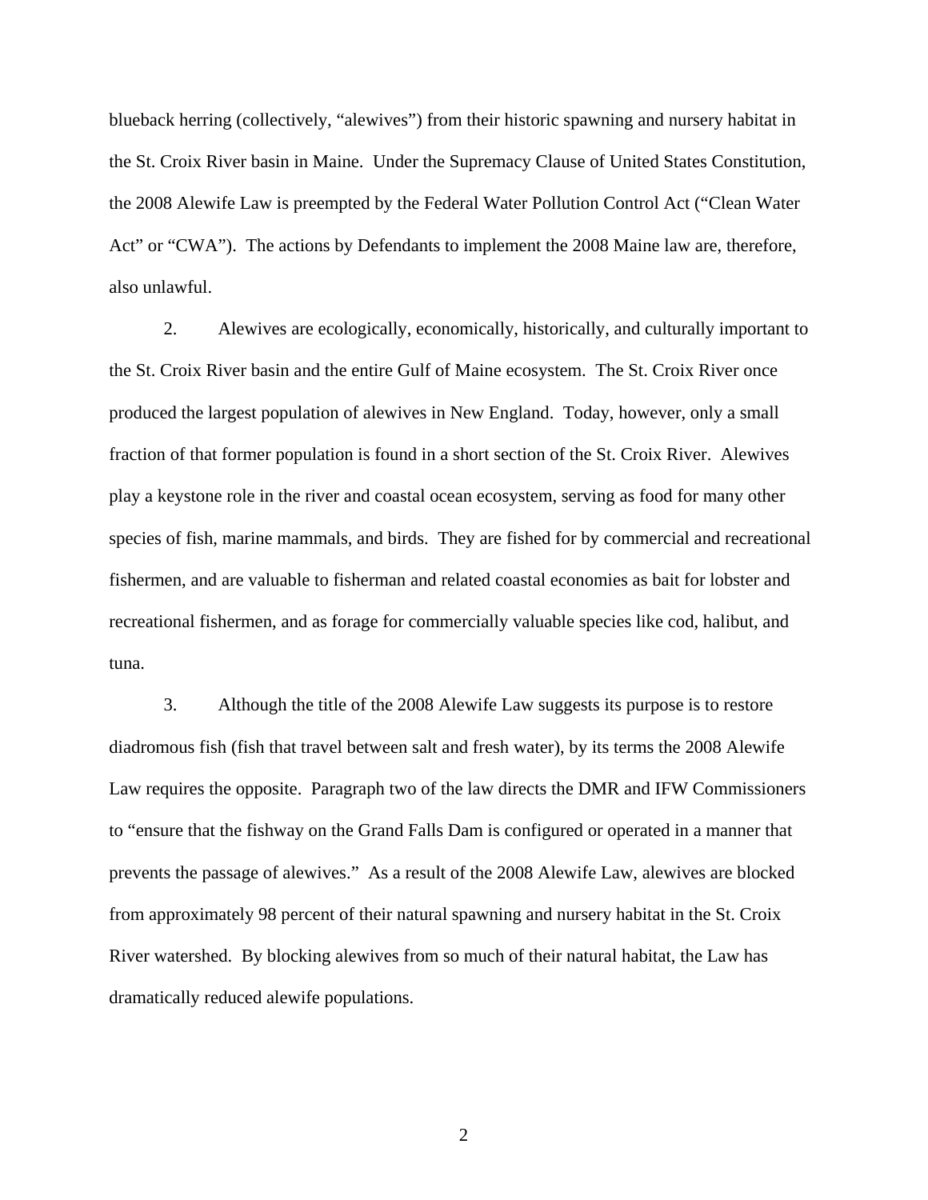blueback herring (collectively, "alewives") from their historic spawning and nursery habitat in the St. Croix River basin in Maine. Under the Supremacy Clause of United States Constitution, the 2008 Alewife Law is preempted by the Federal Water Pollution Control Act ("Clean Water Act" or "CWA"). The actions by Defendants to implement the 2008 Maine law are, therefore, also unlawful.

2. Alewives are ecologically, economically, historically, and culturally important to the St. Croix River basin and the entire Gulf of Maine ecosystem. The St. Croix River once produced the largest population of alewives in New England. Today, however, only a small fraction of that former population is found in a short section of the St. Croix River. Alewives play a keystone role in the river and coastal ocean ecosystem, serving as food for many other species of fish, marine mammals, and birds. They are fished for by commercial and recreational fishermen, and are valuable to fisherman and related coastal economies as bait for lobster and recreational fishermen, and as forage for commercially valuable species like cod, halibut, and tuna.

3. Although the title of the 2008 Alewife Law suggests its purpose is to restore diadromous fish (fish that travel between salt and fresh water), by its terms the 2008 Alewife Law requires the opposite. Paragraph two of the law directs the DMR and IFW Commissioners to "ensure that the fishway on the Grand Falls Dam is configured or operated in a manner that prevents the passage of alewives." As a result of the 2008 Alewife Law, alewives are blocked from approximately 98 percent of their natural spawning and nursery habitat in the St. Croix River watershed. By blocking alewives from so much of their natural habitat, the Law has dramatically reduced alewife populations.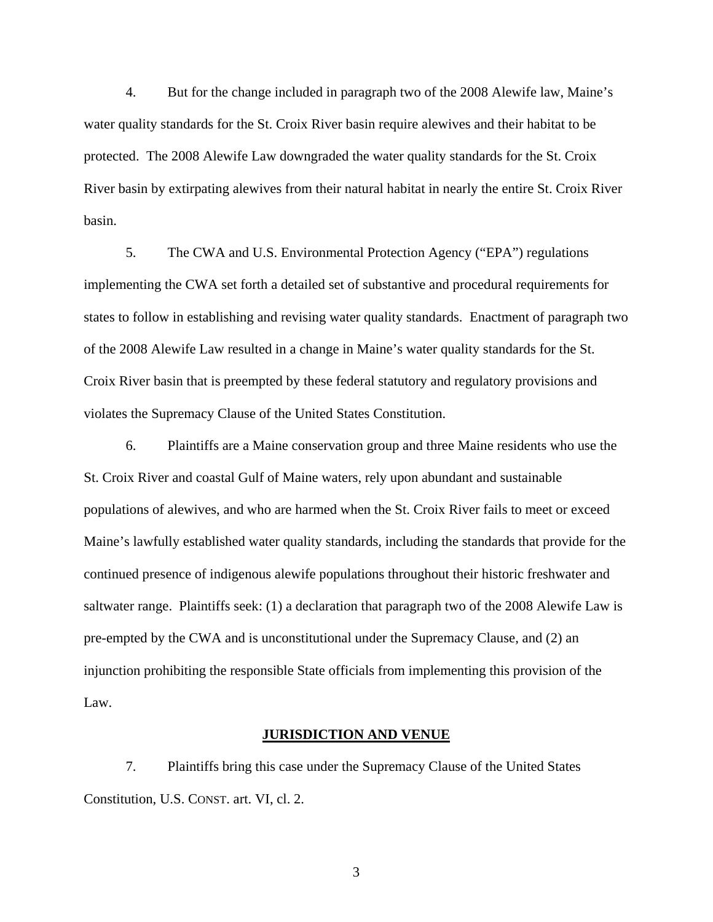4. But for the change included in paragraph two of the 2008 Alewife law, Maine's water quality standards for the St. Croix River basin require alewives and their habitat to be protected. The 2008 Alewife Law downgraded the water quality standards for the St. Croix River basin by extirpating alewives from their natural habitat in nearly the entire St. Croix River basin.

5. The CWA and U.S. Environmental Protection Agency ("EPA") regulations implementing the CWA set forth a detailed set of substantive and procedural requirements for states to follow in establishing and revising water quality standards. Enactment of paragraph two of the 2008 Alewife Law resulted in a change in Maine's water quality standards for the St. Croix River basin that is preempted by these federal statutory and regulatory provisions and violates the Supremacy Clause of the United States Constitution.

6. Plaintiffs are a Maine conservation group and three Maine residents who use the St. Croix River and coastal Gulf of Maine waters, rely upon abundant and sustainable populations of alewives, and who are harmed when the St. Croix River fails to meet or exceed Maine's lawfully established water quality standards, including the standards that provide for the continued presence of indigenous alewife populations throughout their historic freshwater and saltwater range. Plaintiffs seek: (1) a declaration that paragraph two of the 2008 Alewife Law is pre-empted by the CWA and is unconstitutional under the Supremacy Clause, and (2) an injunction prohibiting the responsible State officials from implementing this provision of the Law.

## JURISDICTION AND VENUE

7. Plaintiffs bring this case under the Supremacy Clause of the United States Constitution, U.S. CONST. art. VI, cl. 2.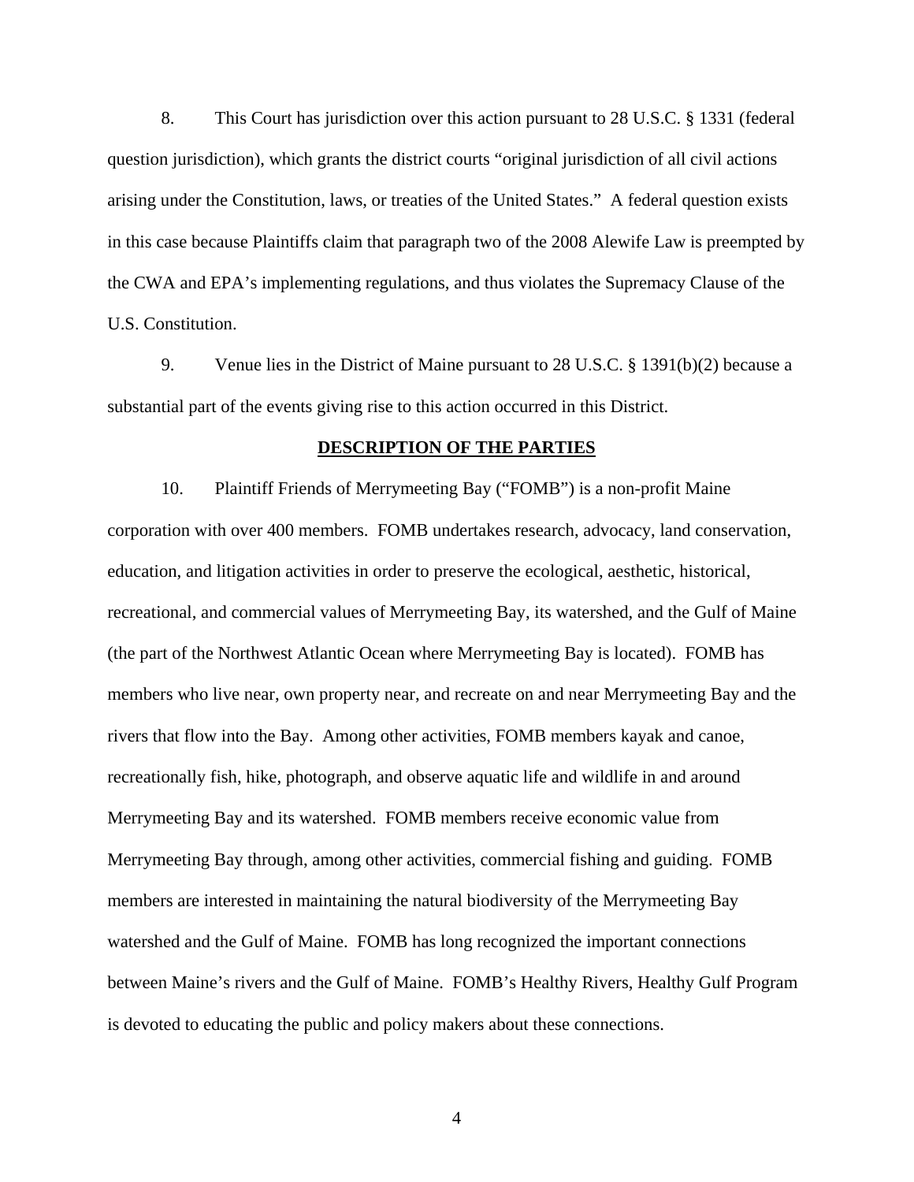8. This Court has jurisdiction over this action pursuant to 28 U.S.C. § 1331 (federal question jurisdiction), which grants the district courts "original jurisdiction of all civil actions arising under the Constitution, laws, or treaties of the United States." A federal question exists in this case because Plaintiffs claim that paragraph two of the 2008 Alewife Law is preempted by the CWA and EPA's implementing regulations, and thus violates the Supremacy Clause of the U.S. Constitution.

9. Venue lies in the District of Maine pursuant to 28 U.S.C. § 1391(b)(2) because a substantial part of the events giving rise to this action occurred in this District.

## DESCRIPTION OF THE PARTIES

10. Plaintiff Friends of Merrymeeting Bay ("FOMB") is a non-profit Maine corporation with over 400 members. FOMB undertakes research, advocacy, land conservation, education, and litigation activities in order to preserve the ecological, aesthetic, historical, recreational, and commercial values of Merrymeeting Bay, its watershed, and the Gulf of Maine (the part of the Northwest Atlantic Ocean where Merrymeeting Bay is located). FOMB has members who live near, own property near, and recreate on and near Merrymeeting Bay and the rivers that flow into the Bay. Among other activities, FOMB members kayak and canoe, recreationally fish, hike, photograph, and observe aquatic life and wildlife in and around Merrymeeting Bay and its watershed. FOMB members receive economic value from Merrymeeting Bay through, among other activities, commercial fishing and guiding. FOMB members are interested in maintaining the natural biodiversity of the Merrymeeting Bay watershed and the Gulf of Maine. FOMB has long recognized the important connections between Maine's rivers and the Gulf of Maine. FOMB's Healthy Rivers, Healthy Gulf Program is devoted to educating the public and policy makers about these connections.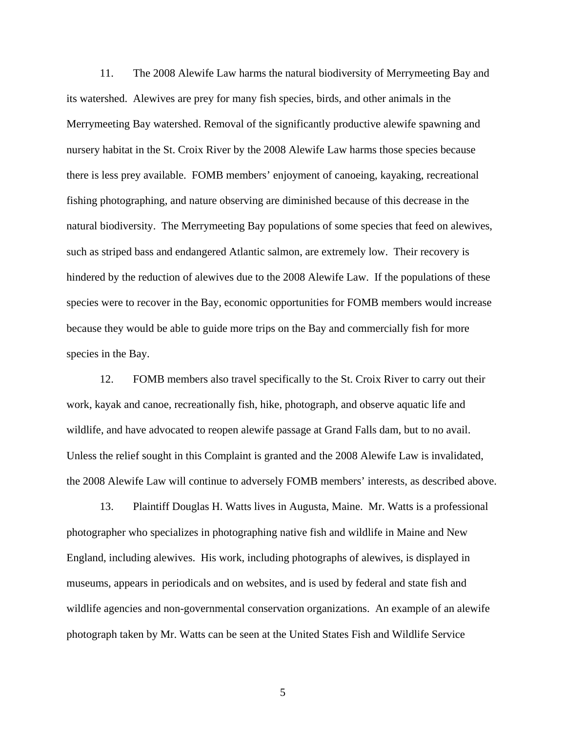11. The 2008 Alewife Law harms the natural biodiversity of Merrymeeting Bay and its watershed. Alewives are prey for many fish species, birds, and other animals in the Merrymeeting Bay watershed. Removal of the significantly productive alewife spawning and nursery habitat in the St. Croix River by the 2008 Alewife Law harms those species because there is less prey available. FOMB members' enjoyment of canoeing, kayaking, recreational fishing photographing, and nature observing are diminished because of this decrease in the natural biodiversity. The Merrymeeting Bay populations of some species that feed on alewives, such as striped bass and endangered Atlantic salmon, are extremely low. Their recovery is hindered by the reduction of alewives due to the 2008 Alewife Law. If the populations of these species were to recover in the Bay, economic opportunities for FOMB members would increase because they would be able to guide more trips on the Bay and commercially fish for more species in the Bay.

12. FOMB members also travel specifically to the St. Croix River to carry out their work, kayak and canoe, recreationally fish, hike, photograph, and observe aquatic life and wildlife, and have advocated to reopen alewife passage at Grand Falls dam, but to no avail. Unless the relief sought in this Complaint is granted and the 2008 Alewife Law is invalidated, the 2008 Alewife Law will continue to adversely FOMB members' interests, as described above.

13. Plaintiff Douglas H. Watts lives in Augusta, Maine. Mr. Watts is a professional photographer who specializes in photographing native fish and wildlife in Maine and New England, including alewives. His work, including photographs of alewives, is displayed in museums, appears in periodicals and on websites, and is used by federal and state fish and wildlife agencies and non-governmental conservation organizations. An example of an alewife photograph taken by Mr. Watts can be seen at the United States Fish and Wildlife Service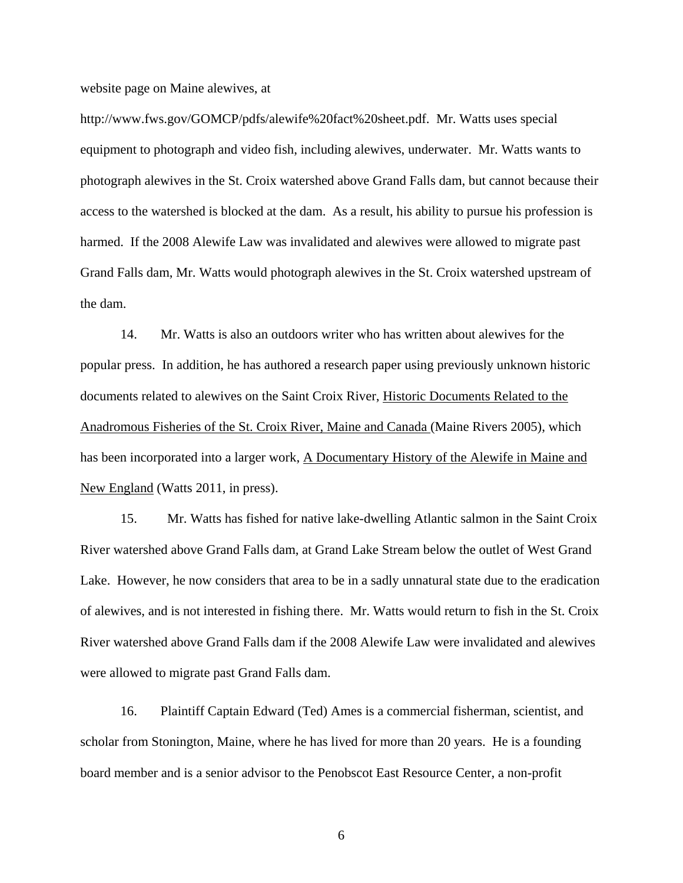website page on Maine alewives, at

http://www.fws.gov/GOMCP/pdfs/alewife%20fact%20sheet.pdf. Mr. Watts uses special equipment to photograph and video fish, including alewives, underwater. Mr. Watts wants to photograph alewives in the St. Croix watershed above Grand Falls dam, but cannot because their access to the watershed is blocked at the dam. As a result, his ability to pursue his profession is harmed. If the 2008 Alewife Law was invalidated and alewives were allowed to migrate past Grand Falls dam, Mr. Watts would photograph alewives in the St. Croix watershed upstream of the dam.

14. Mr. Watts is also an outdoors writer who has written about alewives for the popular press. In addition, he has authored a research paper using previously unknown historic documents related to alewives on the Saint Croix River, <u>Historic Documents Related to the Anadromous Fisheries of the St. Croix River, Maine and Canada</u> (Maine Rivers 2005), which has been incorporated into a larger work, <u>A Documentary History of the Alewife in Maine and New England</u> (Watts 2011, in press).

15. Mr. Watts has fished for native lake-dwelling Atlantic salmon in the Saint Croix River watershed above Grand Falls dam, at Grand Lake Stream below the outlet of West Grand Lake. However, he now considers that area to be in a sadly unnatural state due to the eradication of alewives, and is not interested in fishing there. Mr. Watts would return to fish in the St. Croix River watershed above Grand Falls dam if the 2008 Alewife Law were invalidated and alewives were allowed to migrate past Grand Falls dam.

16. Plaintiff Captain Edward (Ted) Ames is a commercial fisherman, scientist, and scholar from Stonington, Maine, where he has lived for more than 20 years. He is a founding board member and is a senior advisor to the Penobscot East Resource Center, a non-profit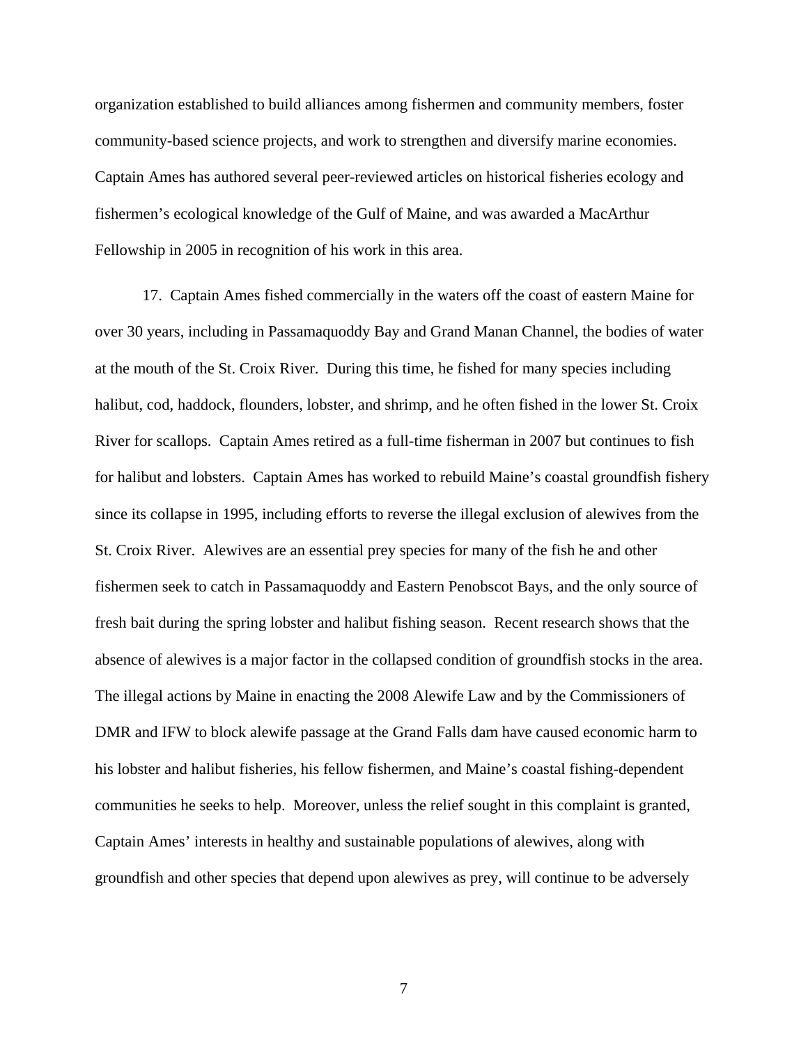organization established to build alliances among fishermen and community members, foster community-based science projects, and work to strengthen and diversify marine economies. Captain Ames has authored several peer-reviewed articles on historical fisheries ecology and fishermen's ecological knowledge of the Gulf of Maine, and was awarded a MacArthur Fellowship in 2005 in recognition of his work in this area.

17. Captain Ames fished commercially in the waters off the coast of eastern Maine for over 30 years, including in Passamaquoddy Bay and Grand Manan Channel, the bodies of water at the mouth of the St. Croix River. During this time, he fished for many species including halibut, cod, haddock, flounders, lobster, and shrimp, and he often fished in the lower St. Croix River for scallops. Captain Ames retired as a full-time fisherman in 2007 but continues to fish for halibut and lobsters. Captain Ames has worked to rebuild Maine's coastal groundfish fishery since its collapse in 1995, including efforts to reverse the illegal exclusion of alewives from the St. Croix River. Alewives are an essential prey species for many of the fish he and other fishermen seek to catch in Passamaquoddy and Eastern Penobscot Bays, and the only source of fresh bait during the spring lobster and halibut fishing season. Recent research shows that the absence of alewives is a major factor in the collapsed condition of groundfish stocks in the area. The illegal actions by Maine in enacting the 2008 Alewife Law and by the Commissioners of DMR and IFW to block alewife passage at the Grand Falls dam have caused economic harm to his lobster and halibut fisheries, his fellow fishermen, and Maine's coastal fishing-dependent communities he seeks to help. Moreover, unless the relief sought in this complaint is granted, Captain Ames' interests in healthy and sustainable populations of alewives, along with groundfish and other species that depend upon alewives as prey, will continue to be adversely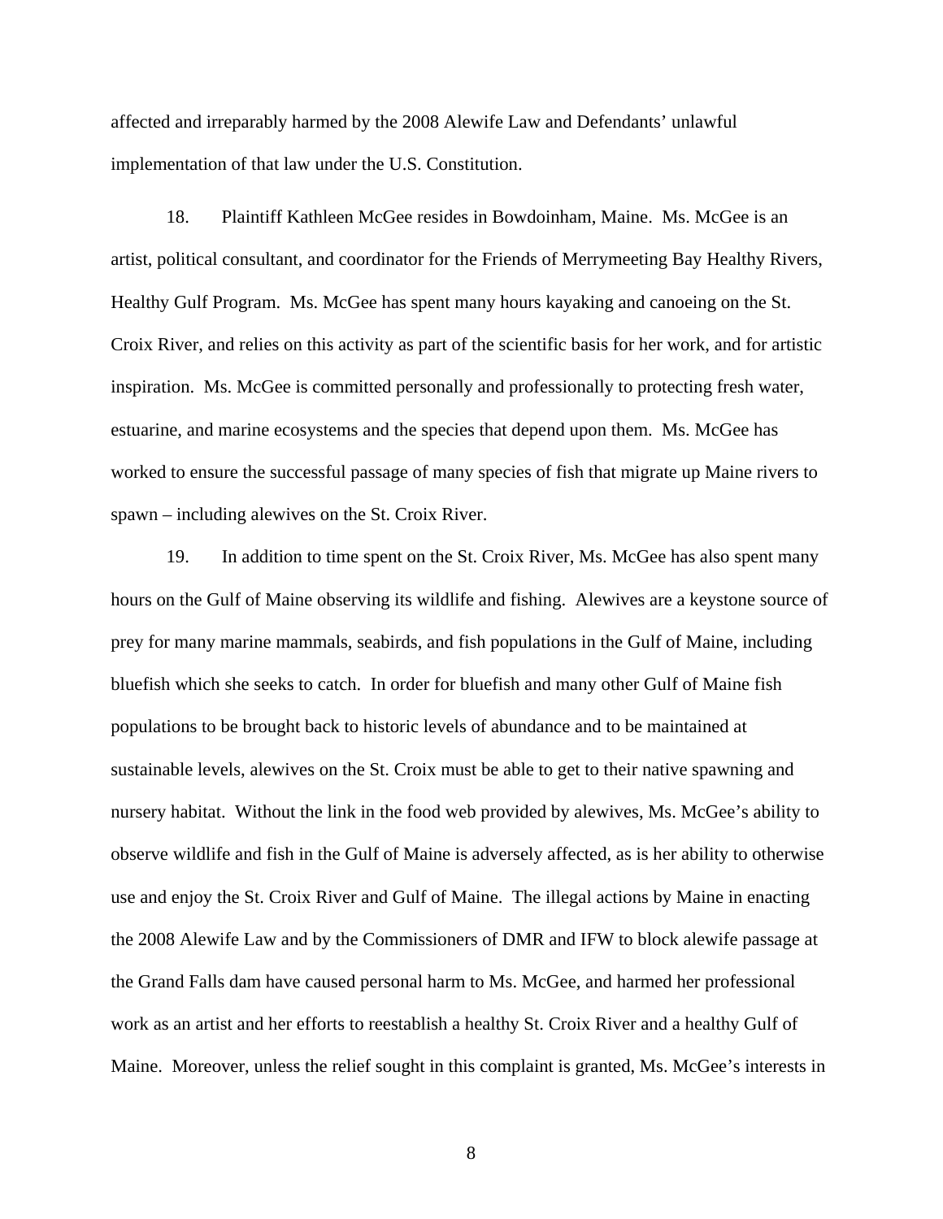affected and irreparably harmed by the 2008 Alewife Law and Defendants' unlawful implementation of that law under the U.S. Constitution.

18. Plaintiff Kathleen McGee resides in Bowdoinham, Maine. Ms. McGee is an artist, political consultant, and coordinator for the Friends of Merrymeeting Bay Healthy Rivers, Healthy Gulf Program. Ms. McGee has spent many hours kayaking and canoeing on the St. Croix River, and relies on this activity as part of the scientific basis for her work, and for artistic inspiration. Ms. McGee is committed personally and professionally to protecting fresh water, estuarine, and marine ecosystems and the species that depend upon them. Ms. McGee has worked to ensure the successful passage of many species of fish that migrate up Maine rivers to spawn – including alewives on the St. Croix River.

19. In addition to time spent on the St. Croix River, Ms. McGee has also spent many hours on the Gulf of Maine observing its wildlife and fishing. Alewives are a keystone source of prey for many marine mammals, seabirds, and fish populations in the Gulf of Maine, including bluefish which she seeks to catch. In order for bluefish and many other Gulf of Maine fish populations to be brought back to historic levels of abundance and to be maintained at sustainable levels, alewives on the St. Croix must be able to get to their native spawning and nursery habitat. Without the link in the food web provided by alewives, Ms. McGee's ability to observe wildlife and fish in the Gulf of Maine is adversely affected, as is her ability to otherwise use and enjoy the St. Croix River and Gulf of Maine. The illegal actions by Maine in enacting the 2008 Alewife Law and by the Commissioners of DMR and IFW to block alewife passage at the Grand Falls dam have caused personal harm to Ms. McGee, and harmed her professional work as an artist and her efforts to reestablish a healthy St. Croix River and a healthy Gulf of Maine. Moreover, unless the relief sought in this complaint is granted, Ms. McGee's interests in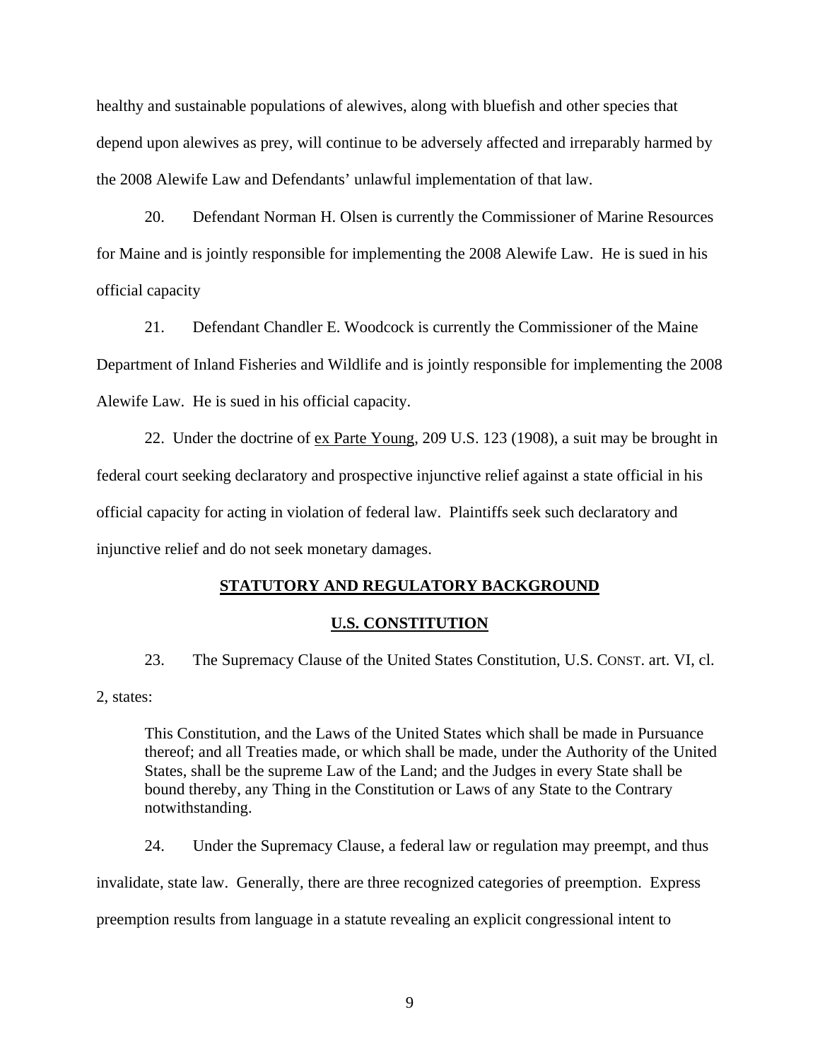healthy and sustainable populations of alewives, along with bluefish and other species that depend upon alewives as prey, will continue to be adversely affected and irreparably harmed by the 2008 Alewife Law and Defendants' unlawful implementation of that law.

20. Defendant Norman H. Olsen is currently the Commissioner of Marine Resources for Maine and is jointly responsible for implementing the 2008 Alewife Law. He is sued in his official capacity

21. Defendant Chandler E. Woodcock is currently the Commissioner of the Maine Department of Inland Fisheries and Wildlife and is jointly responsible for implementing the 2008 Alewife Law. He is sued in his official capacity.

22. Under the doctrine of <u>ex Parte Young</u>, 209 U.S. 123 (1908), a suit may be brought in federal court seeking declaratory and prospective injunctive relief against a state official in his official capacity for acting in violation of federal law. Plaintiffs seek such declaratory and injunctive relief and do not seek monetary damages.

## STATUTORY AND REGULATORY BACKGROUND

### U.S. CONSTITUTION

23. The Supremacy Clause of the United States Constitution, U.S. CONST. art. VI, cl. 2, states:

> This Constitution, and the Laws of the United States which shall be made in Pursuance thereof; and all Treaties made, or which shall be made, under the Authority of the United States, shall be the supreme Law of the Land; and the Judges in every State shall be bound thereby, any Thing in the Constitution or Laws of any State to the Contrary notwithstanding.

24. Under the Supremacy Clause, a federal law or regulation may preempt, and thus invalidate, state law. Generally, there are three recognized categories of preemption. Express preemption results from language in a statute revealing an explicit congressional intent to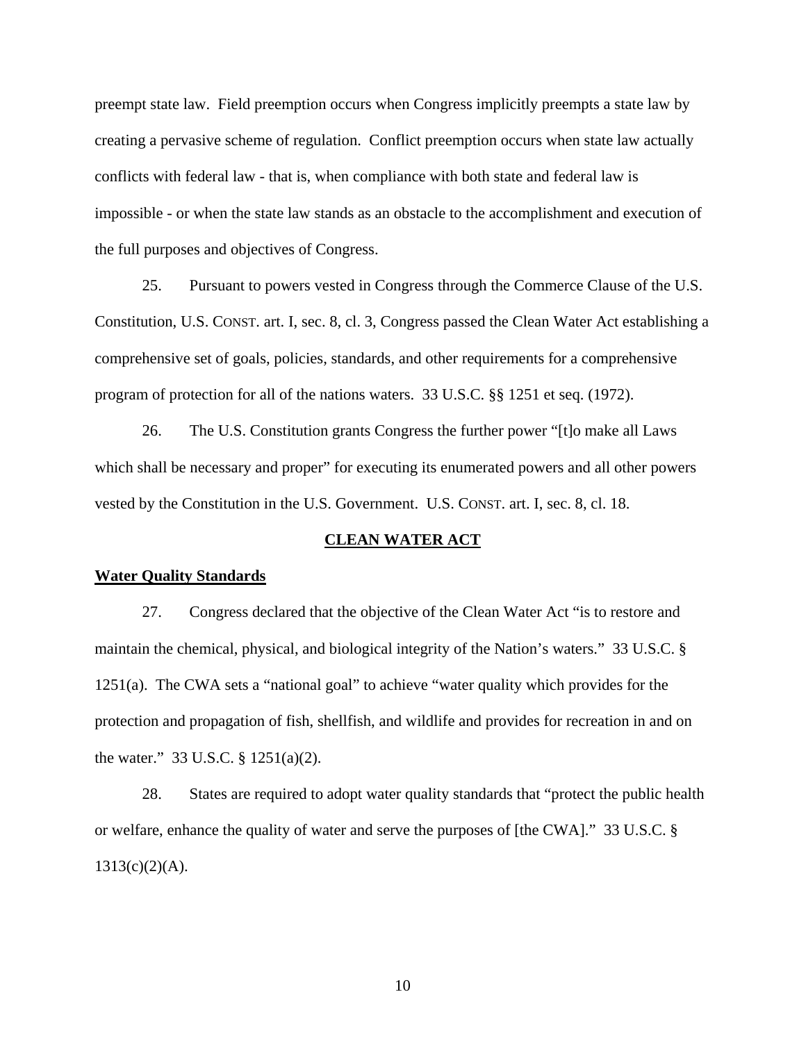preempt state law. Field preemption occurs when Congress implicitly preempts a state law by creating a pervasive scheme of regulation. Conflict preemption occurs when state law actually conflicts with federal law - that is, when compliance with both state and federal law is impossible - or when the state law stands as an obstacle to the accomplishment and execution of the full purposes and objectives of Congress.

25. Pursuant to powers vested in Congress through the Commerce Clause of the U.S. Constitution, U.S. CONST. art. I, sec. 8, cl. 3, Congress passed the Clean Water Act establishing a comprehensive set of goals, policies, standards, and other requirements for a comprehensive program of protection for all of the nations waters. 33 U.S.C. §§ 1251 et seq. (1972).

26. The U.S. Constitution grants Congress the further power "[t]o make all Laws which shall be necessary and proper" for executing its enumerated powers and all other powers vested by the Constitution in the U.S. Government. U.S. CONST. art. I, sec. 8, cl. 18.

## CLEAN WATER ACT

### Water Quality Standards

27. Congress declared that the objective of the Clean Water Act "is to restore and maintain the chemical, physical, and biological integrity of the Nation's waters." 33 U.S.C. § 1251(a). The CWA sets a "national goal" to achieve "water quality which provides for the protection and propagation of fish, shellfish, and wildlife and provides for recreation in and on the water." 33 U.S.C. § 1251(a)(2).

28. States are required to adopt water quality standards that "protect the public health or welfare, enhance the quality of water and serve the purposes of [the CWA]." 33 U.S.C. § 1313(c)(2)(A).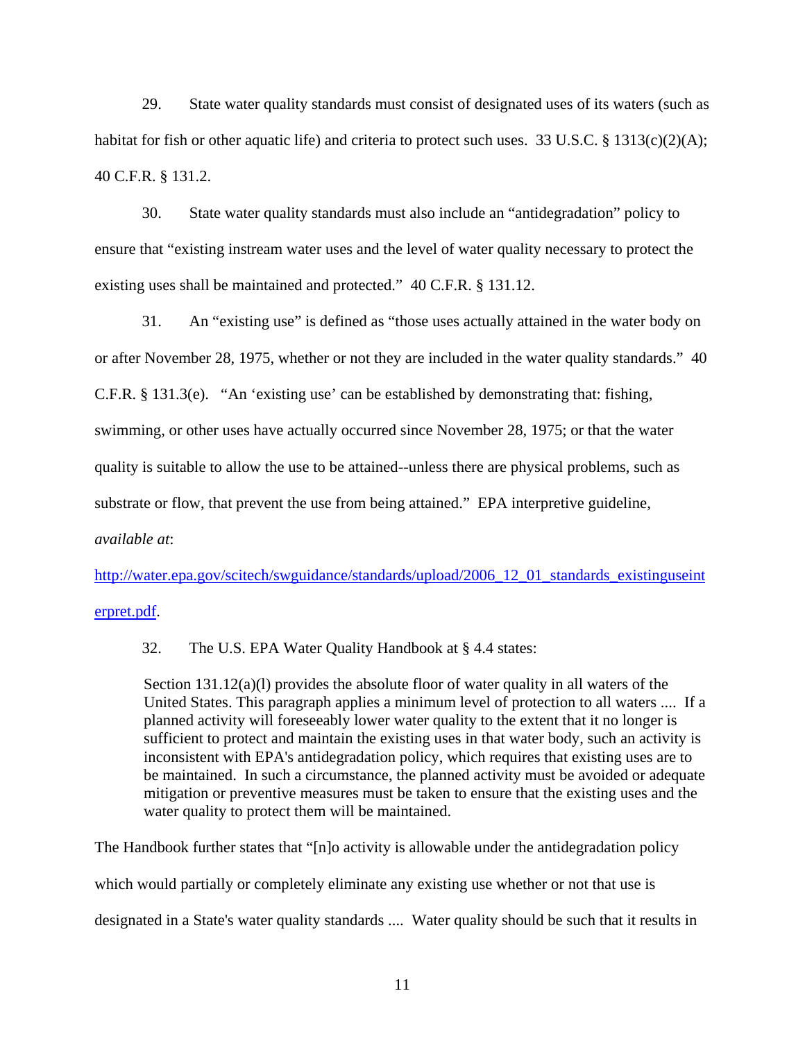29. State water quality standards must consist of designated uses of its waters (such as habitat for fish or other aquatic life) and criteria to protect such uses. 33 U.S.C. § 1313(c)(2)(A); 40 C.F.R. § 131.2.

30. State water quality standards must also include an "antidegradation" policy to ensure that "existing instream water uses and the level of water quality necessary to protect the existing uses shall be maintained and protected." 40 C.F.R. § 131.12.

31. An "existing use" is defined as "those uses actually attained in the water body on or after November 28, 1975, whether or not they are included in the water quality standards." 40 C.F.R. § 131.3(e). "An 'existing use' can be established by demonstrating that: fishing, swimming, or other uses have actually occurred since November 28, 1975; or that the water quality is suitable to allow the use to be attained--unless there are physical problems, such as substrate or flow, that prevent the use from being attained." EPA interpretive guideline, *available at*:

[http://water.epa.gov/scitech/swguidance/standards/upload/2006_12_01_standards_existinguseinterpret.pdf](http://water.epa.gov/scitech/swguidance/standards/upload/2006_12_01_standards_existinguseinterpret.pdf).

32. The U.S. EPA Water Quality Handbook at § 4.4 states:

> Section 131.12(a)(l) provides the absolute floor of water quality in all waters of the United States. This paragraph applies a minimum level of protection to all waters .... If a planned activity will foreseeably lower water quality to the extent that it no longer is sufficient to protect and maintain the existing uses in that water body, such an activity is inconsistent with EPA's antidegradation policy, which requires that existing uses are to be maintained. In such a circumstance, the planned activity must be avoided or adequate mitigation or preventive measures must be taken to ensure that the existing uses and the water quality to protect them will be maintained.

The Handbook further states that "[n]o activity is allowable under the antidegradation policy which would partially or completely eliminate any existing use whether or not that use is designated in a State's water quality standards .... Water quality should be such that it results in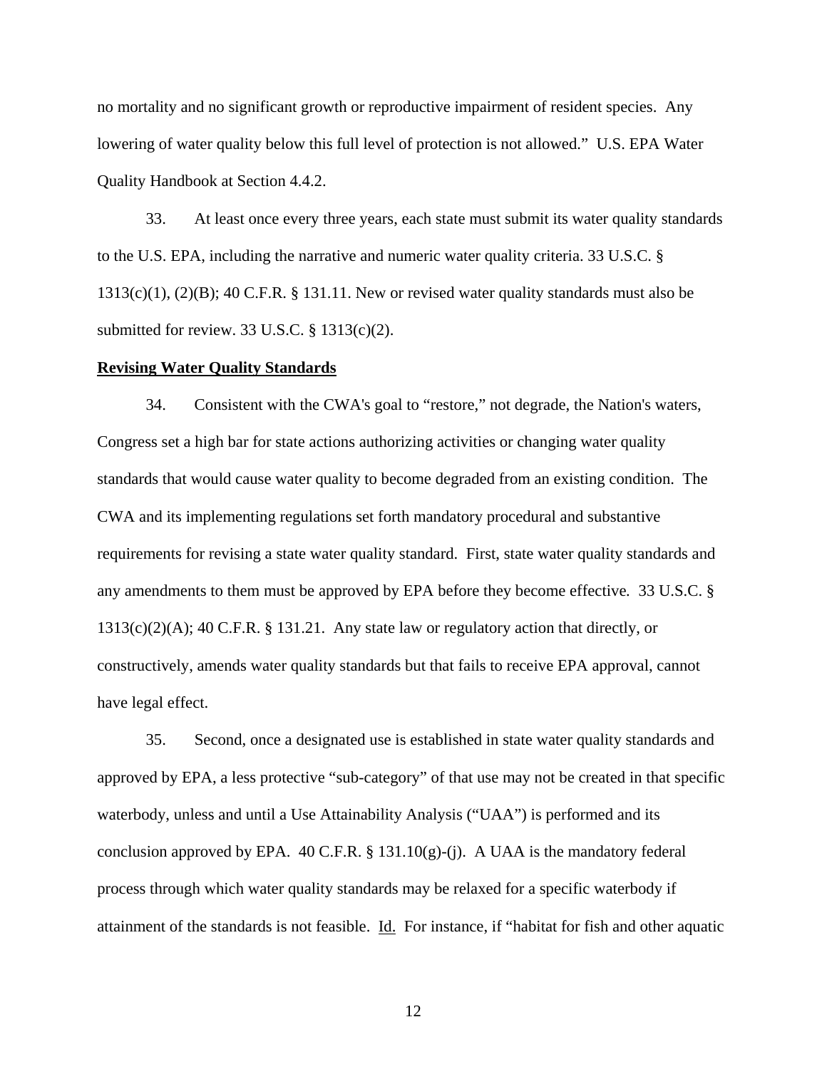no mortality and no significant growth or reproductive impairment of resident species. Any lowering of water quality below this full level of protection is not allowed." U.S. EPA Water Quality Handbook at Section 4.4.2.

33. At least once every three years, each state must submit its water quality standards to the U.S. EPA, including the narrative and numeric water quality criteria. 33 U.S.C. § 1313(c)(1), (2)(B); 40 C.F.R. § 131.11. New or revised water quality standards must also be submitted for review. 33 U.S.C. § 1313(c)(2).

**Revising Water Quality Standards**

34. Consistent with the CWA's goal to "restore," not degrade, the Nation's waters, Congress set a high bar for state actions authorizing activities or changing water quality standards that would cause water quality to become degraded from an existing condition. The CWA and its implementing regulations set forth mandatory procedural and substantive requirements for revising a state water quality standard. First, state water quality standards and any amendments to them must be approved by EPA before they become effective. 33 U.S.C. § 1313(c)(2)(A); 40 C.F.R. § 131.21. Any state law or regulatory action that directly, or constructively, amends water quality standards but that fails to receive EPA approval, cannot have legal effect.

35. Second, once a designated use is established in state water quality standards and approved by EPA, a less protective "sub-category" of that use may not be created in that specific waterbody, unless and until a Use Attainability Analysis ("UAA") is performed and its conclusion approved by EPA. 40 C.F.R. § 131.10(g)-(j). A UAA is the mandatory federal process through which water quality standards may be relaxed for a specific waterbody if attainment of the standards is not feasible. Id. For instance, if "habitat for fish and other aquatic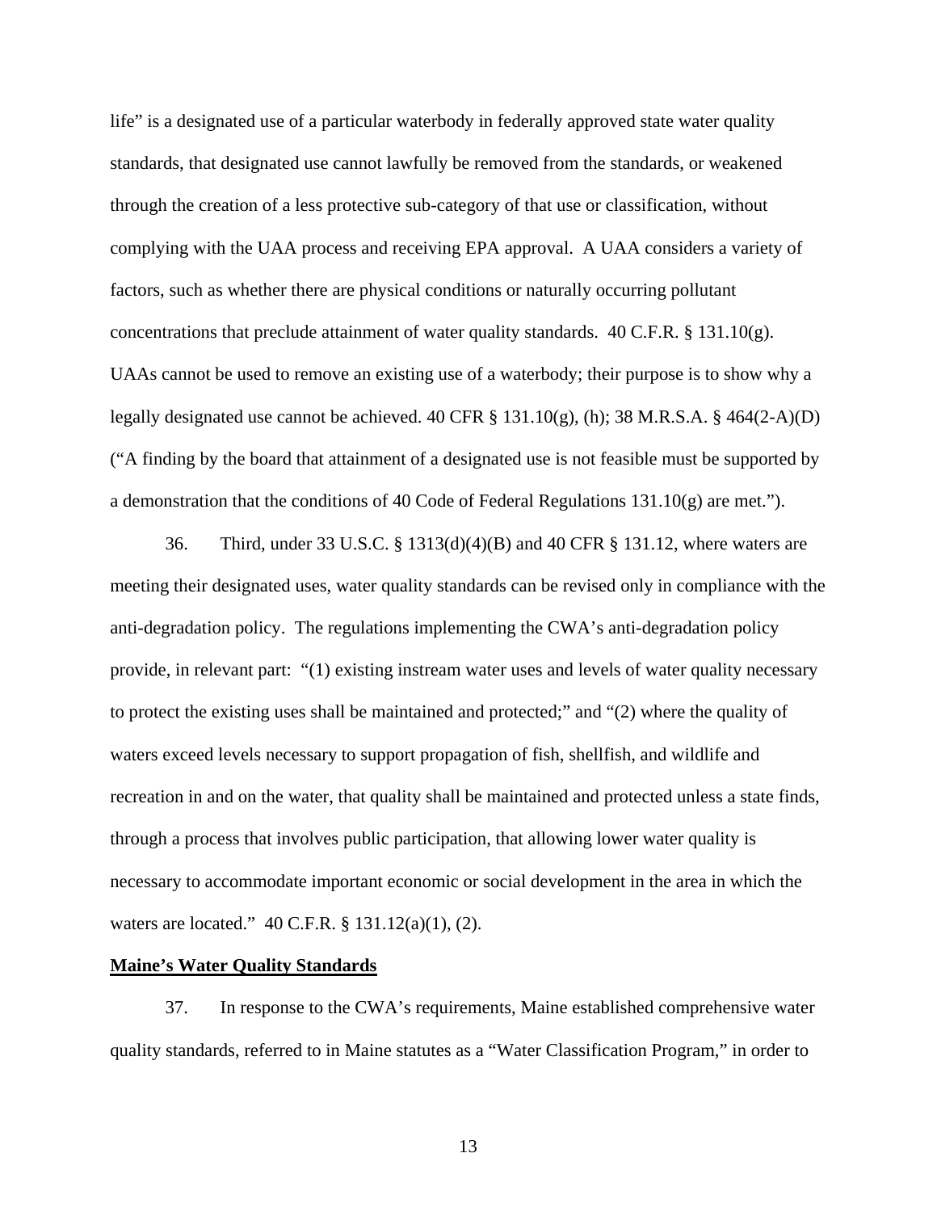life" is a designated use of a particular waterbody in federally approved state water quality standards, that designated use cannot lawfully be removed from the standards, or weakened through the creation of a less protective sub-category of that use or classification, without complying with the UAA process and receiving EPA approval. A UAA considers a variety of factors, such as whether there are physical conditions or naturally occurring pollutant concentrations that preclude attainment of water quality standards. 40 C.F.R. § 131.10(g). UAAs cannot be used to remove an existing use of a waterbody; their purpose is to show why a legally designated use cannot be achieved. 40 CFR § 131.10(g), (h); 38 M.R.S.A. § 464(2-A)(D) ("A finding by the board that attainment of a designated use is not feasible must be supported by a demonstration that the conditions of 40 Code of Federal Regulations 131.10(g) are met.").

36. Third, under 33 U.S.C. § 1313(d)(4)(B) and 40 CFR § 131.12, where waters are meeting their designated uses, water quality standards can be revised only in compliance with the anti-degradation policy. The regulations implementing the CWA's anti-degradation policy provide, in relevant part: "(1) existing instream water uses and levels of water quality necessary to protect the existing uses shall be maintained and protected;" and "(2) where the quality of waters exceed levels necessary to support propagation of fish, shellfish, and wildlife and recreation in and on the water, that quality shall be maintained and protected unless a state finds, through a process that involves public participation, that allowing lower water quality is necessary to accommodate important economic or social development in the area in which the waters are located." 40 C.F.R. § 131.12(a)(1), (2).

**Maine's Water Quality Standards**

37. In response to the CWA's requirements, Maine established comprehensive water quality standards, referred to in Maine statutes as a "Water Classification Program," in order to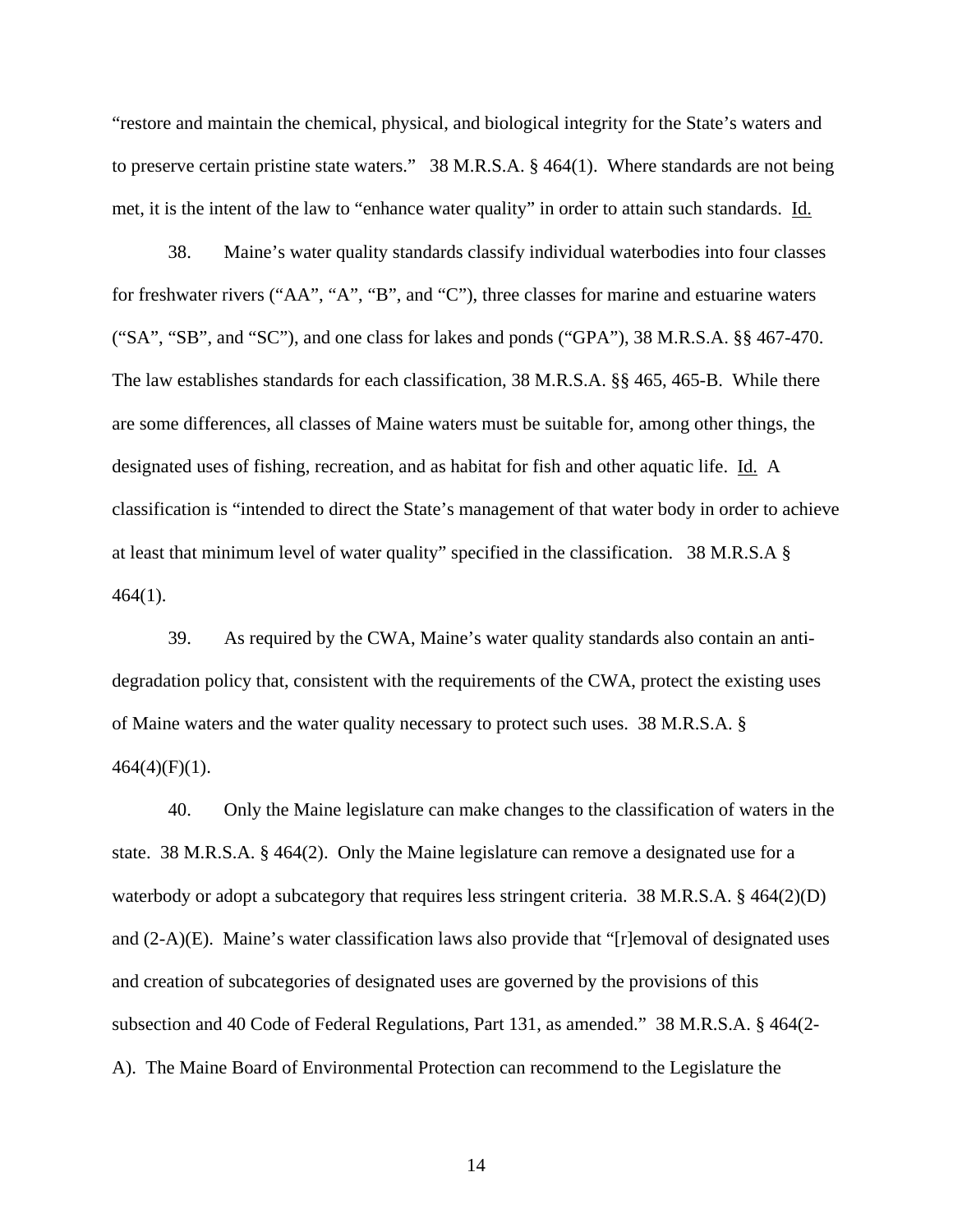"restore and maintain the chemical, physical, and biological integrity for the State's waters and to preserve certain pristine state waters." 38 M.R.S.A. § 464(1). Where standards are not being met, it is the intent of the law to "enhance water quality" in order to attain such standards. Id.

38. Maine's water quality standards classify individual waterbodies into four classes for freshwater rivers ("AA", "A", "B", and "C"), three classes for marine and estuarine waters ("SA", "SB", and "SC"), and one class for lakes and ponds ("GPA"), 38 M.R.S.A. §§ 467-470. The law establishes standards for each classification, 38 M.R.S.A. §§ 465, 465-B. While there are some differences, all classes of Maine waters must be suitable for, among other things, the designated uses of fishing, recreation, and as habitat for fish and other aquatic life. Id. A classification is "intended to direct the State's management of that water body in order to achieve at least that minimum level of water quality" specified in the classification. 38 M.R.S.A § 464(1).

39. As required by the CWA, Maine's water quality standards also contain an anti-degradation policy that, consistent with the requirements of the CWA, protect the existing uses of Maine waters and the water quality necessary to protect such uses. 38 M.R.S.A. § 464(4)(F)(1).

40. Only the Maine legislature can make changes to the classification of waters in the state. 38 M.R.S.A. § 464(2). Only the Maine legislature can remove a designated use for a waterbody or adopt a subcategory that requires less stringent criteria. 38 M.R.S.A. § 464(2)(D) and (2-A)(E). Maine's water classification laws also provide that "[r]emoval of designated uses and creation of subcategories of designated uses are governed by the provisions of this subsection and 40 Code of Federal Regulations, Part 131, as amended." 38 M.R.S.A. § 464(2-A). The Maine Board of Environmental Protection can recommend to the Legislature the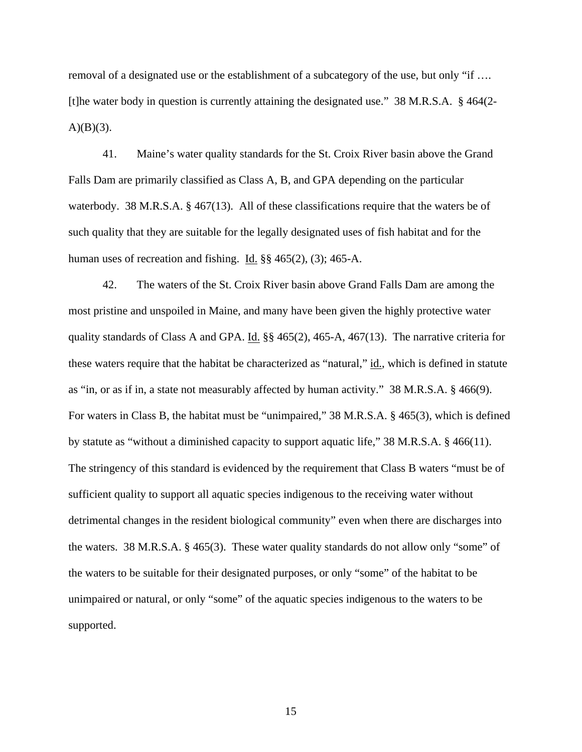removal of a designated use or the establishment of a subcategory of the use, but only "if …. [t]he water body in question is currently attaining the designated use." 38 M.R.S.A. § 464(2-A)(B)(3).

41. Maine's water quality standards for the St. Croix River basin above the Grand Falls Dam are primarily classified as Class A, B, and GPA depending on the particular waterbody. 38 M.R.S.A. § 467(13). All of these classifications require that the waters be of such quality that they are suitable for the legally designated uses of fish habitat and for the human uses of recreation and fishing. Id. §§ 465(2), (3); 465-A.

42. The waters of the St. Croix River basin above Grand Falls Dam are among the most pristine and unspoiled in Maine, and many have been given the highly protective water quality standards of Class A and GPA. Id. §§ 465(2), 465-A, 467(13). The narrative criteria for these waters require that the habitat be characterized as "natural," id., which is defined in statute as "in, or as if in, a state not measurably affected by human activity." 38 M.R.S.A. § 466(9). For waters in Class B, the habitat must be "unimpaired," 38 M.R.S.A. § 465(3), which is defined by statute as "without a diminished capacity to support aquatic life," 38 M.R.S.A. § 466(11). The stringency of this standard is evidenced by the requirement that Class B waters "must be of sufficient quality to support all aquatic species indigenous to the receiving water without detrimental changes in the resident biological community" even when there are discharges into the waters. 38 M.R.S.A. § 465(3). These water quality standards do not allow only "some" of the waters to be suitable for their designated purposes, or only "some" of the habitat to be unimpaired or natural, or only "some" of the aquatic species indigenous to the waters to be supported.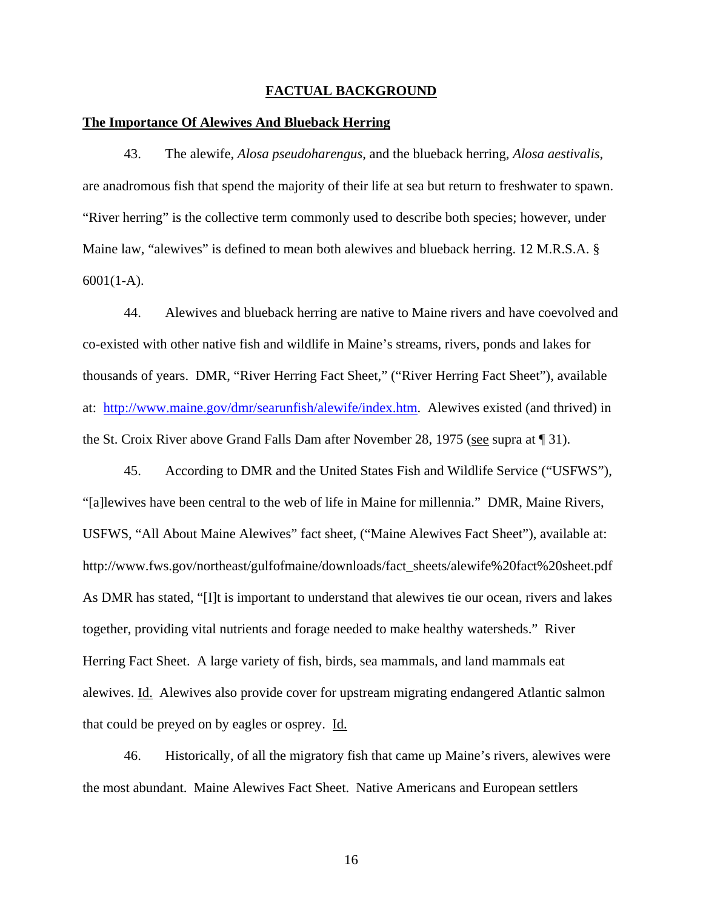## FACTUAL BACKGROUND

### The Importance Of Alewives And Blueback Herring

43. The alewife, *Alosa pseudoharengus*, and the blueback herring, *Alosa aestivalis*, are anadromous fish that spend the majority of their life at sea but return to freshwater to spawn. "River herring" is the collective term commonly used to describe both species; however, under Maine law, "alewives" is defined to mean both alewives and blueback herring. 12 M.R.S.A. § 6001(1-A).

44. Alewives and blueback herring are native to Maine rivers and have coevolved and co-existed with other native fish and wildlife in Maine's streams, rivers, ponds and lakes for thousands of years. DMR, "River Herring Fact Sheet," ("River Herring Fact Sheet"), available at: http://www.maine.gov/dmr/searunfish/alewife/index.htm. Alewives existed (and thrived) in the St. Croix River above Grand Falls Dam after November 28, 1975 (see supra at ¶ 31).

45. According to DMR and the United States Fish and Wildlife Service ("USFWS"), "[a]lewives have been central to the web of life in Maine for millennia." DMR, Maine Rivers, USFWS, "All About Maine Alewives" fact sheet, ("Maine Alewives Fact Sheet"), available at: http://www.fws.gov/northeast/gulfofmaine/downloads/fact_sheets/alewife%20fact%20sheet.pdf As DMR has stated, "[I]t is important to understand that alewives tie our ocean, rivers and lakes together, providing vital nutrients and forage needed to make healthy watersheds." River Herring Fact Sheet. A large variety of fish, birds, sea mammals, and land mammals eat alewives. Id. Alewives also provide cover for upstream migrating endangered Atlantic salmon that could be preyed on by eagles or osprey. Id.

46. Historically, of all the migratory fish that came up Maine's rivers, alewives were the most abundant. Maine Alewives Fact Sheet. Native Americans and European settlers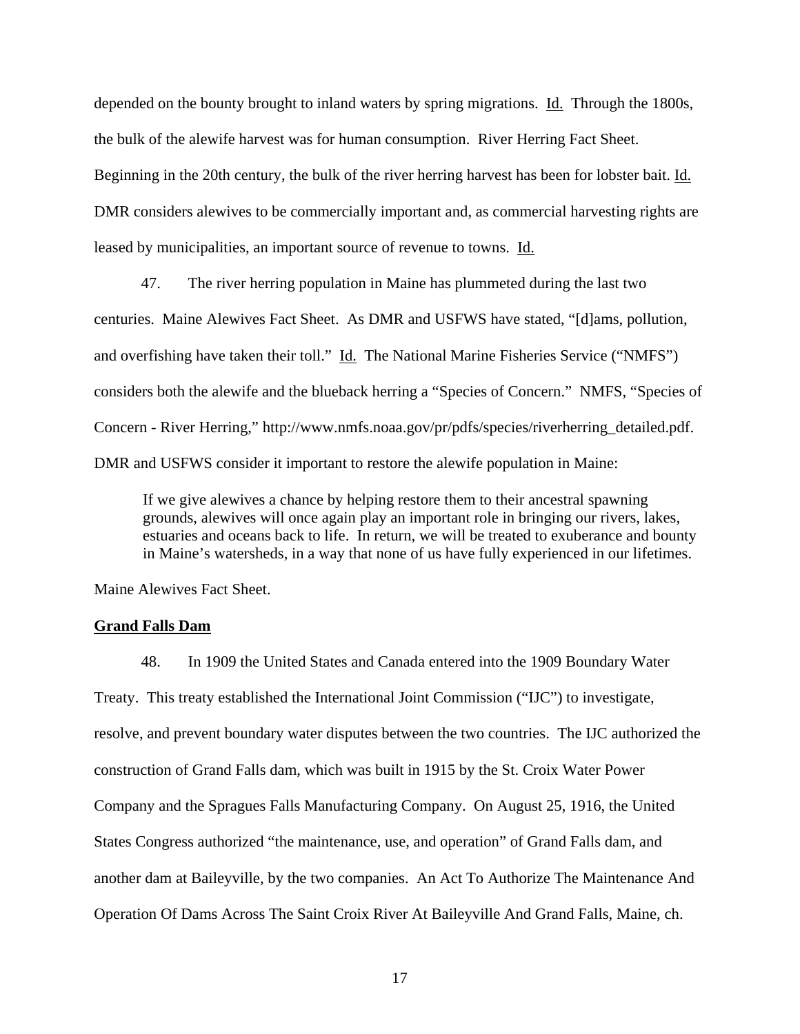depended on the bounty brought to inland waters by spring migrations. Id. Through the 1800s, the bulk of the alewife harvest was for human consumption. River Herring Fact Sheet. Beginning in the 20th century, the bulk of the river herring harvest has been for lobster bait. Id. DMR considers alewives to be commercially important and, as commercial harvesting rights are leased by municipalities, an important source of revenue to towns. Id.

47. The river herring population in Maine has plummeted during the last two centuries. Maine Alewives Fact Sheet. As DMR and USFWS have stated, "[d]ams, pollution, and overfishing have taken their toll." Id. The National Marine Fisheries Service ("NMFS") considers both the alewife and the blueback herring a "Species of Concern." NMFS, "Species of Concern - River Herring," http://www.nmfs.noaa.gov/pr/pdfs/species/riverherring_detailed.pdf. DMR and USFWS consider it important to restore the alewife population in Maine:

> If we give alewives a chance by helping restore them to their ancestral spawning grounds, alewives will once again play an important role in bringing our rivers, lakes, estuaries and oceans back to life. In return, we will be treated to exuberance and bounty in Maine's watersheds, in a way that none of us have fully experienced in our lifetimes.

Maine Alewives Fact Sheet.

**Grand Falls Dam**

48. In 1909 the United States and Canada entered into the 1909 Boundary Water Treaty. This treaty established the International Joint Commission ("IJC") to investigate, resolve, and prevent boundary water disputes between the two countries. The IJC authorized the construction of Grand Falls dam, which was built in 1915 by the St. Croix Water Power Company and the Spragues Falls Manufacturing Company. On August 25, 1916, the United States Congress authorized "the maintenance, use, and operation" of Grand Falls dam, and another dam at Baileyville, by the two companies. An Act To Authorize The Maintenance And Operation Of Dams Across The Saint Croix River At Baileyville And Grand Falls, Maine, ch.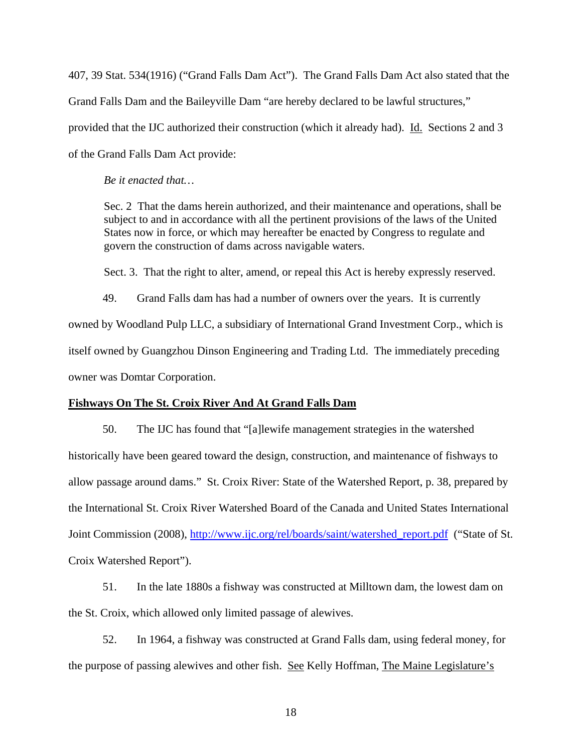407, 39 Stat. 534(1916) ("Grand Falls Dam Act"). The Grand Falls Dam Act also stated that the Grand Falls Dam and the Baileyville Dam "are hereby declared to be lawful structures," provided that the IJC authorized their construction (which it already had). Id. Sections 2 and 3 of the Grand Falls Dam Act provide:

> *Be it enacted that…*
>
> Sec. 2 That the dams herein authorized, and their maintenance and operations, shall be subject to and in accordance with all the pertinent provisions of the laws of the United States now in force, or which may hereafter be enacted by Congress to regulate and govern the construction of dams across navigable waters.
>
> Sect. 3. That the right to alter, amend, or repeal this Act is hereby expressly reserved.

49. Grand Falls dam has had a number of owners over the years. It is currently owned by Woodland Pulp LLC, a subsidiary of International Grand Investment Corp., which is itself owned by Guangzhou Dinson Engineering and Trading Ltd. The immediately preceding owner was Domtar Corporation.

**Fishways On The St. Croix River And At Grand Falls Dam**

50. The IJC has found that "[a]lewife management strategies in the watershed historically have been geared toward the design, construction, and maintenance of fishways to allow passage around dams." St. Croix River: State of the Watershed Report, p. 38, prepared by the International St. Croix River Watershed Board of the Canada and United States International Joint Commission (2008), http://www.ijc.org/rel/boards/saint/watershed_report.pdf ("State of St. Croix Watershed Report").

51. In the late 1880s a fishway was constructed at Milltown dam, the lowest dam on the St. Croix, which allowed only limited passage of alewives.

52. In 1964, a fishway was constructed at Grand Falls dam, using federal money, for the purpose of passing alewives and other fish. See Kelly Hoffman, The Maine Legislature's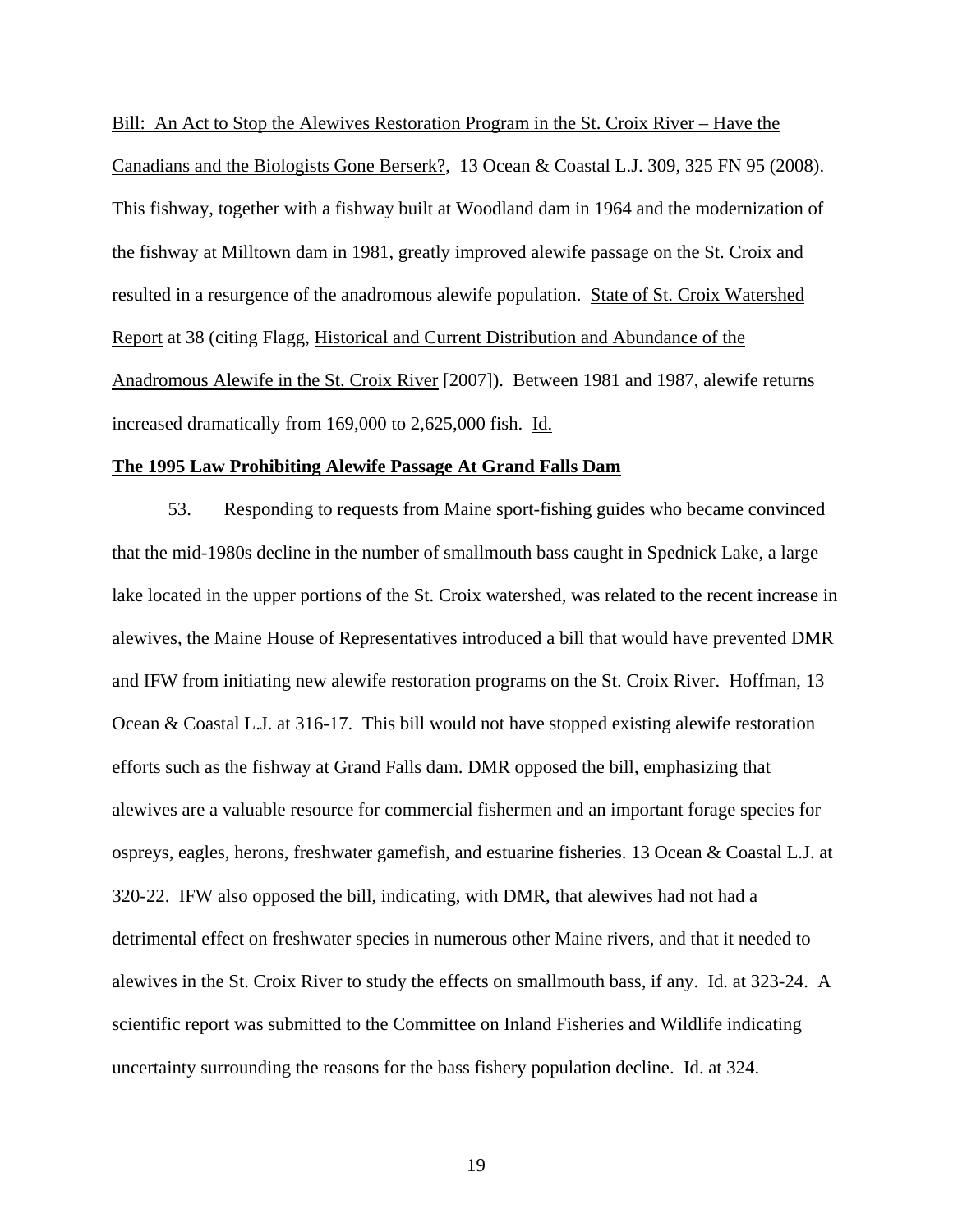Bill: An Act to Stop the Alewives Restoration Program in the St. Croix River – Have the Canadians and the Biologists Gone Berserk?, 13 Ocean & Coastal L.J. 309, 325 FN 95 (2008). This fishway, together with a fishway built at Woodland dam in 1964 and the modernization of the fishway at Milltown dam in 1981, greatly improved alewife passage on the St. Croix and resulted in a resurgence of the anadromous alewife population. State of St. Croix Watershed Report at 38 (citing Flagg, Historical and Current Distribution and Abundance of the Anadromous Alewife in the St. Croix River [2007]). Between 1981 and 1987, alewife returns increased dramatically from 169,000 to 2,625,000 fish. Id.

**The 1995 Law Prohibiting Alewife Passage At Grand Falls Dam**

53. Responding to requests from Maine sport-fishing guides who became convinced that the mid-1980s decline in the number of smallmouth bass caught in Spednick Lake, a large lake located in the upper portions of the St. Croix watershed, was related to the recent increase in alewives, the Maine House of Representatives introduced a bill that would have prevented DMR and IFW from initiating new alewife restoration programs on the St. Croix River. Hoffman, 13 Ocean & Coastal L.J. at 316-17. This bill would not have stopped existing alewife restoration efforts such as the fishway at Grand Falls dam. DMR opposed the bill, emphasizing that alewives are a valuable resource for commercial fishermen and an important forage species for ospreys, eagles, herons, freshwater gamefish, and estuarine fisheries. 13 Ocean & Coastal L.J. at 320-22. IFW also opposed the bill, indicating, with DMR, that alewives had not had a detrimental effect on freshwater species in numerous other Maine rivers, and that it needed to alewives in the St. Croix River to study the effects on smallmouth bass, if any. Id. at 323-24. A scientific report was submitted to the Committee on Inland Fisheries and Wildlife indicating uncertainty surrounding the reasons for the bass fishery population decline. Id. at 324.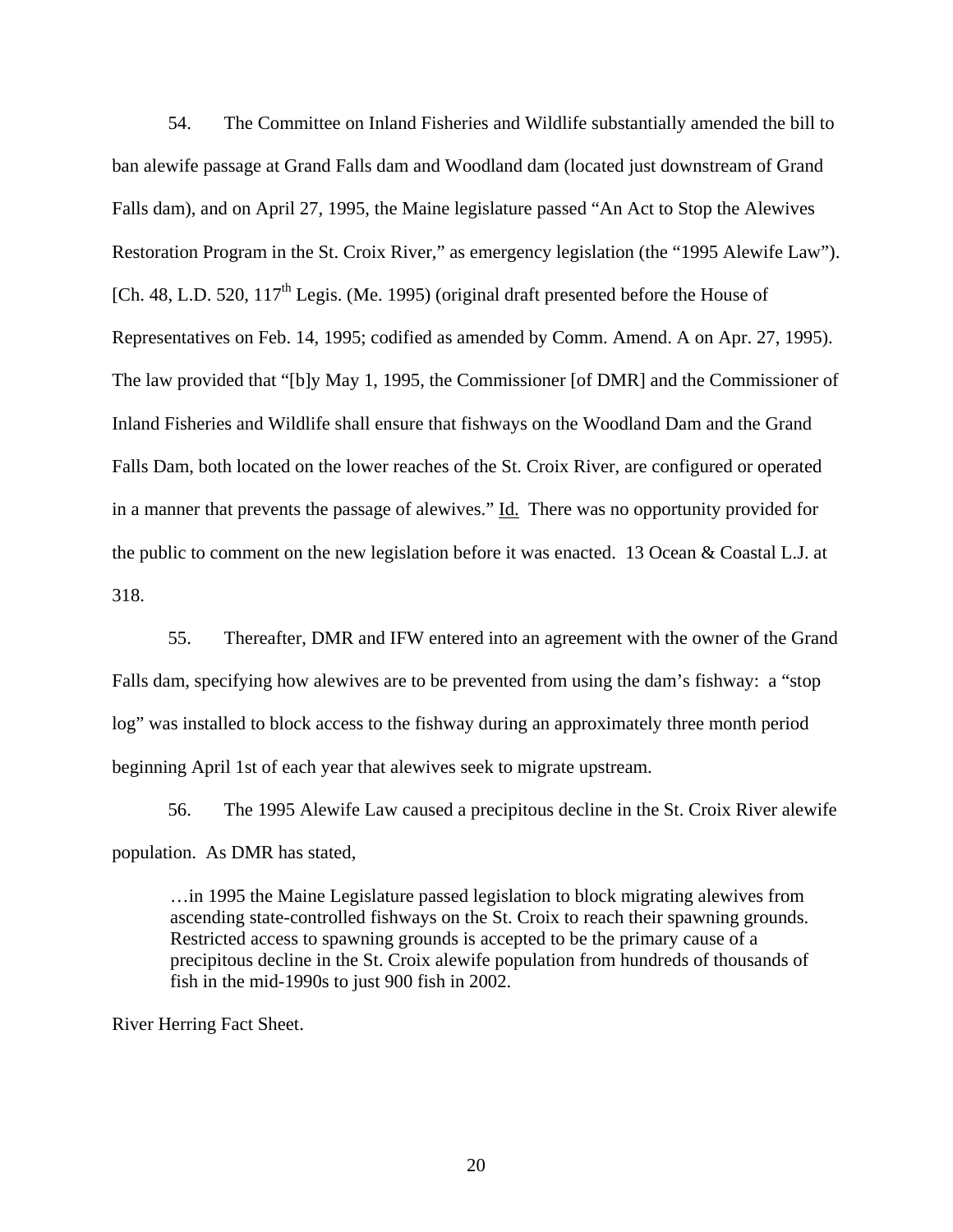54. The Committee on Inland Fisheries and Wildlife substantially amended the bill to ban alewife passage at Grand Falls dam and Woodland dam (located just downstream of Grand Falls dam), and on April 27, 1995, the Maine legislature passed "An Act to Stop the Alewives Restoration Program in the St. Croix River," as emergency legislation (the "1995 Alewife Law"). [Ch. 48, L.D. 520, 117th Legis. (Me. 1995) (original draft presented before the House of Representatives on Feb. 14, 1995; codified as amended by Comm. Amend. A on Apr. 27, 1995). The law provided that "[b]y May 1, 1995, the Commissioner [of DMR] and the Commissioner of Inland Fisheries and Wildlife shall ensure that fishways on the Woodland Dam and the Grand Falls Dam, both located on the lower reaches of the St. Croix River, are configured or operated in a manner that prevents the passage of alewives." Id. There was no opportunity provided for the public to comment on the new legislation before it was enacted. 13 Ocean & Coastal L.J. at 318.

55. Thereafter, DMR and IFW entered into an agreement with the owner of the Grand Falls dam, specifying how alewives are to be prevented from using the dam's fishway: a "stop log" was installed to block access to the fishway during an approximately three month period beginning April 1st of each year that alewives seek to migrate upstream.

56. The 1995 Alewife Law caused a precipitous decline in the St. Croix River alewife population. As DMR has stated,

> …in 1995 the Maine Legislature passed legislation to block migrating alewives from ascending state-controlled fishways on the St. Croix to reach their spawning grounds. Restricted access to spawning grounds is accepted to be the primary cause of a precipitous decline in the St. Croix alewife population from hundreds of thousands of fish in the mid-1990s to just 900 fish in 2002.

River Herring Fact Sheet.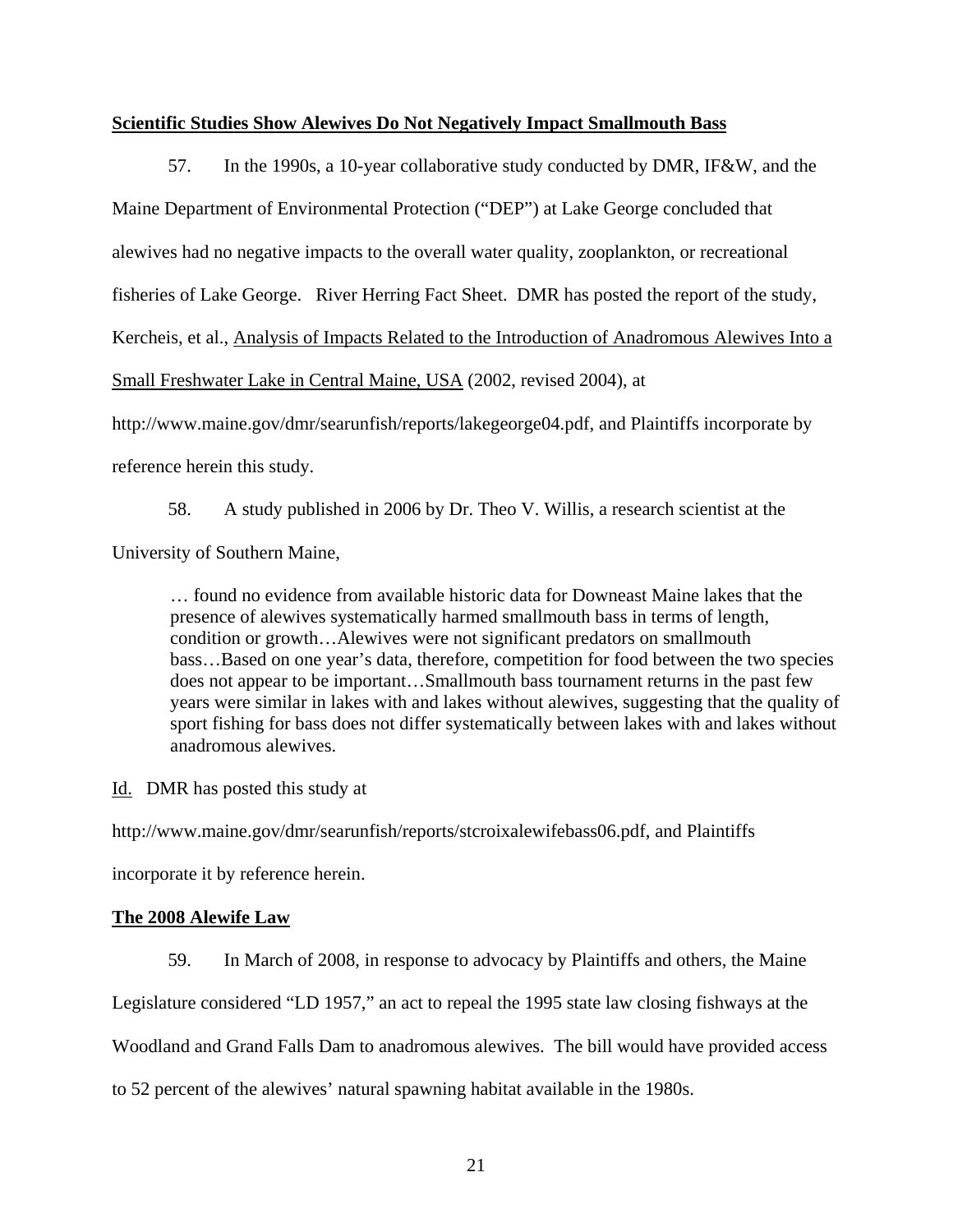**<u>Scientific Studies Show Alewives Do Not Negatively Impact Smallmouth Bass</u>**

57. In the 1990s, a 10-year collaborative study conducted by DMR, IF&W, and the Maine Department of Environmental Protection ("DEP") at Lake George concluded that alewives had no negative impacts to the overall water quality, zooplankton, or recreational fisheries of Lake George. River Herring Fact Sheet. DMR has posted the report of the study, Kercheis, et al., <u>Analysis of Impacts Related to the Introduction of Anadromous Alewives Into a Small Freshwater Lake in Central Maine, USA</u> (2002, revised 2004), at http://www.maine.gov/dmr/searunfish/reports/lakegeorge04.pdf, and Plaintiffs incorporate by reference herein this study.

58. A study published in 2006 by Dr. Theo V. Willis, a research scientist at the University of Southern Maine,

> … found no evidence from available historic data for Downeast Maine lakes that the presence of alewives systematically harmed smallmouth bass in terms of length, condition or growth…Alewives were not significant predators on smallmouth bass…Based on one year's data, therefore, competition for food between the two species does not appear to be important…Smallmouth bass tournament returns in the past few years were similar in lakes with and lakes without alewives, suggesting that the quality of sport fishing for bass does not differ systematically between lakes with and lakes without anadromous alewives.

<u>Id.</u> DMR has posted this study at http://www.maine.gov/dmr/searunfish/reports/stcroixalewifebass06.pdf, and Plaintiffs incorporate it by reference herein.

**<u>The 2008 Alewife Law</u>**

59. In March of 2008, in response to advocacy by Plaintiffs and others, the Maine Legislature considered "LD 1957," an act to repeal the 1995 state law closing fishways at the Woodland and Grand Falls Dam to anadromous alewives. The bill would have provided access to 52 percent of the alewives' natural spawning habitat available in the 1980s.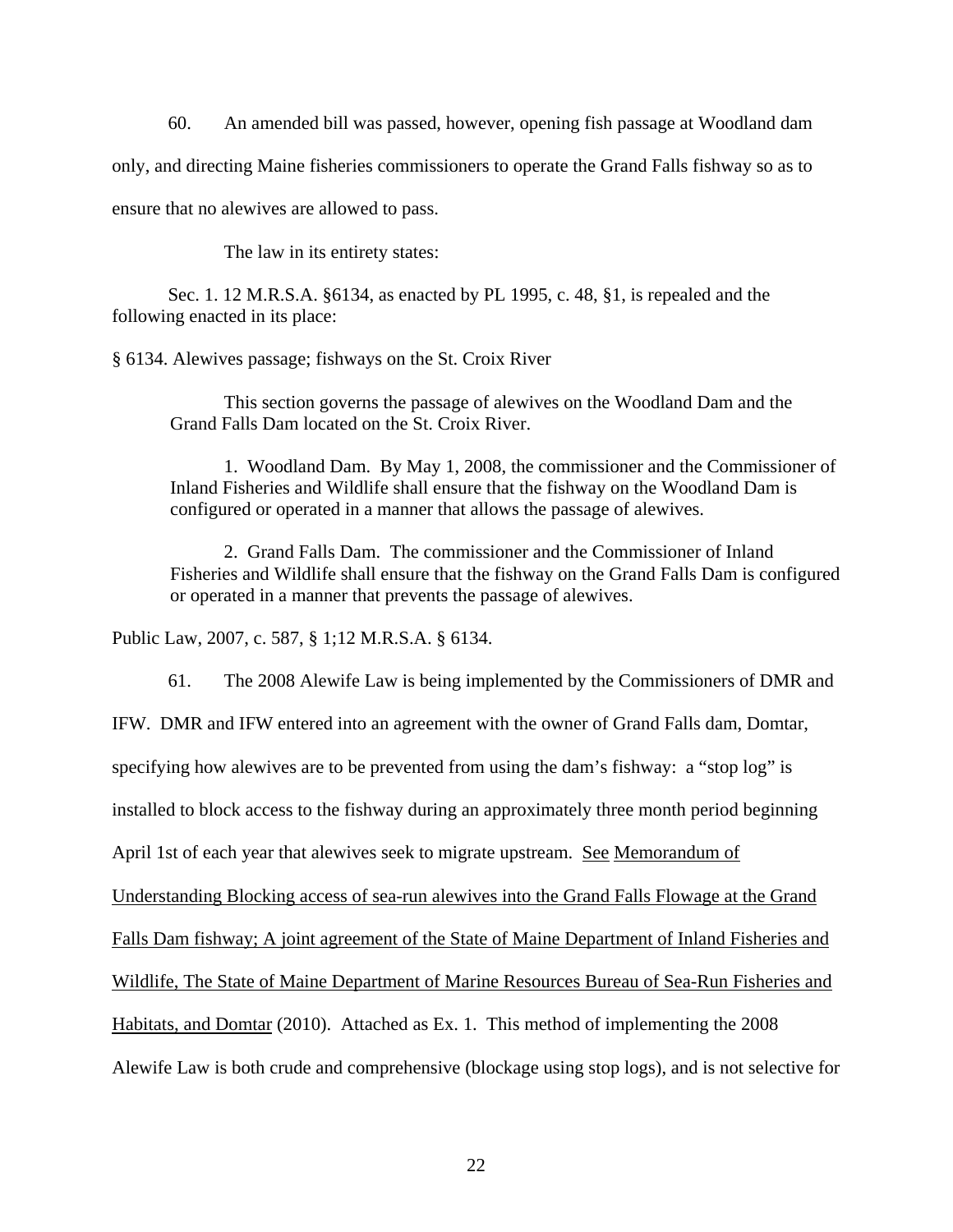60. An amended bill was passed, however, opening fish passage at Woodland dam only, and directing Maine fisheries commissioners to operate the Grand Falls fishway so as to ensure that no alewives are allowed to pass.

The law in its entirety states:

> Sec. 1. 12 M.R.S.A. §6134, as enacted by PL 1995, c. 48, §1, is repealed and the following enacted in its place:
>
> § 6134. Alewives passage; fishways on the St. Croix River
>
> This section governs the passage of alewives on the Woodland Dam and the Grand Falls Dam located on the St. Croix River.
>
> 1. Woodland Dam. By May 1, 2008, the commissioner and the Commissioner of Inland Fisheries and Wildlife shall ensure that the fishway on the Woodland Dam is configured or operated in a manner that allows the passage of alewives.
>
> 2. Grand Falls Dam. The commissioner and the Commissioner of Inland Fisheries and Wildlife shall ensure that the fishway on the Grand Falls Dam is configured or operated in a manner that prevents the passage of alewives.

Public Law, 2007, c. 587, § 1;12 M.R.S.A. § 6134.

61. The 2008 Alewife Law is being implemented by the Commissioners of DMR and IFW. DMR and IFW entered into an agreement with the owner of Grand Falls dam, Domtar, specifying how alewives are to be prevented from using the dam's fishway: a "stop log" is installed to block access to the fishway during an approximately three month period beginning April 1st of each year that alewives seek to migrate upstream. See Memorandum of Understanding Blocking access of sea-run alewives into the Grand Falls Flowage at the Grand Falls Dam fishway; A joint agreement of the State of Maine Department of Inland Fisheries and Wildlife, The State of Maine Department of Marine Resources Bureau of Sea-Run Fisheries and Habitats, and Domtar (2010). Attached as Ex. 1. This method of implementing the 2008 Alewife Law is both crude and comprehensive (blockage using stop logs), and is not selective for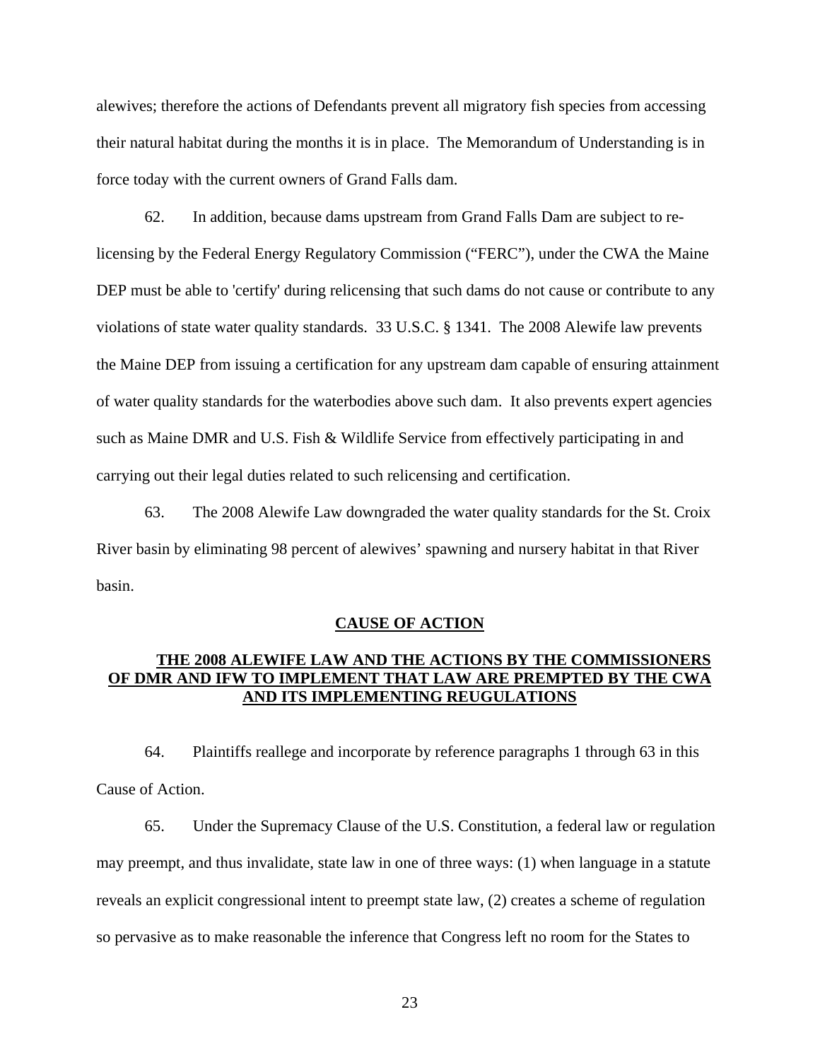alewives; therefore the actions of Defendants prevent all migratory fish species from accessing their natural habitat during the months it is in place. The Memorandum of Understanding is in force today with the current owners of Grand Falls dam.

62. In addition, because dams upstream from Grand Falls Dam are subject to re-licensing by the Federal Energy Regulatory Commission ("FERC"), under the CWA the Maine DEP must be able to 'certify' during relicensing that such dams do not cause or contribute to any violations of state water quality standards. 33 U.S.C. § 1341. The 2008 Alewife law prevents the Maine DEP from issuing a certification for any upstream dam capable of ensuring attainment of water quality standards for the waterbodies above such dam. It also prevents expert agencies such as Maine DMR and U.S. Fish & Wildlife Service from effectively participating in and carrying out their legal duties related to such relicensing and certification.

63. The 2008 Alewife Law downgraded the water quality standards for the St. Croix River basin by eliminating 98 percent of alewives' spawning and nursery habitat in that River basin.

## CAUSE OF ACTION

### THE 2008 ALEWIFE LAW AND THE ACTIONS BY THE COMMISSIONERS OF DMR AND IFW TO IMPLEMENT THAT LAW ARE PREMPTED BY THE CWA AND ITS IMPLEMENTING REUGULATIONS

64. Plaintiffs reallege and incorporate by reference paragraphs 1 through 63 in this Cause of Action.

65. Under the Supremacy Clause of the U.S. Constitution, a federal law or regulation may preempt, and thus invalidate, state law in one of three ways: (1) when language in a statute reveals an explicit congressional intent to preempt state law, (2) creates a scheme of regulation so pervasive as to make reasonable the inference that Congress left no room for the States to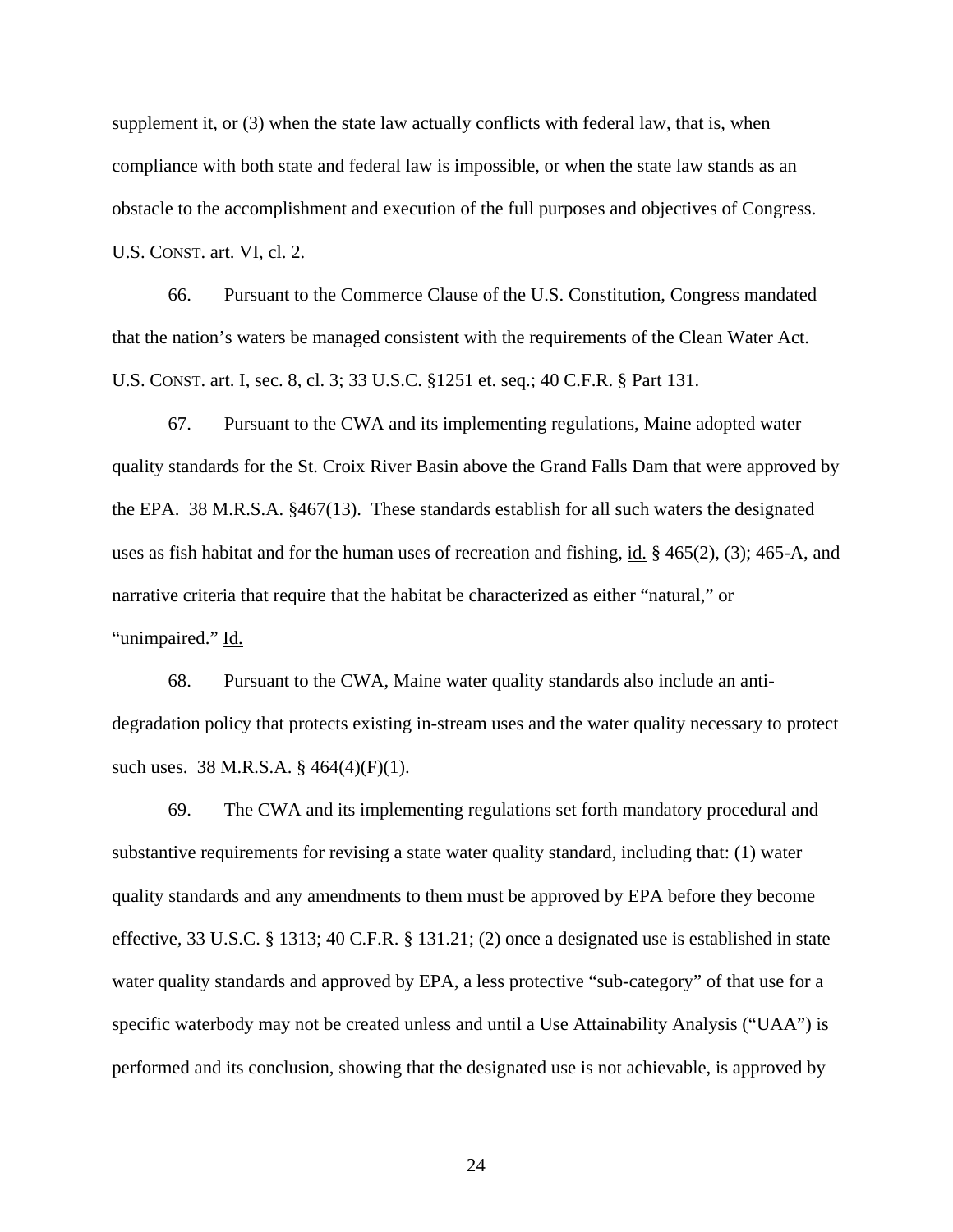supplement it, or (3) when the state law actually conflicts with federal law, that is, when compliance with both state and federal law is impossible, or when the state law stands as an obstacle to the accomplishment and execution of the full purposes and objectives of Congress. U.S. CONST. art. VI, cl. 2.

66. Pursuant to the Commerce Clause of the U.S. Constitution, Congress mandated that the nation's waters be managed consistent with the requirements of the Clean Water Act. U.S. CONST. art. I, sec. 8, cl. 3; 33 U.S.C. §1251 et. seq.; 40 C.F.R. § Part 131.

67. Pursuant to the CWA and its implementing regulations, Maine adopted water quality standards for the St. Croix River Basin above the Grand Falls Dam that were approved by the EPA. 38 M.R.S.A. §467(13). These standards establish for all such waters the designated uses as fish habitat and for the human uses of recreation and fishing, id. § 465(2), (3); 465-A, and narrative criteria that require that the habitat be characterized as either "natural," or "unimpaired." Id.

68. Pursuant to the CWA, Maine water quality standards also include an anti-degradation policy that protects existing in-stream uses and the water quality necessary to protect such uses. 38 M.R.S.A. § 464(4)(F)(1).

69. The CWA and its implementing regulations set forth mandatory procedural and substantive requirements for revising a state water quality standard, including that: (1) water quality standards and any amendments to them must be approved by EPA before they become effective, 33 U.S.C. § 1313; 40 C.F.R. § 131.21; (2) once a designated use is established in state water quality standards and approved by EPA, a less protective "sub-category" of that use for a specific waterbody may not be created unless and until a Use Attainability Analysis ("UAA") is performed and its conclusion, showing that the designated use is not achievable, is approved by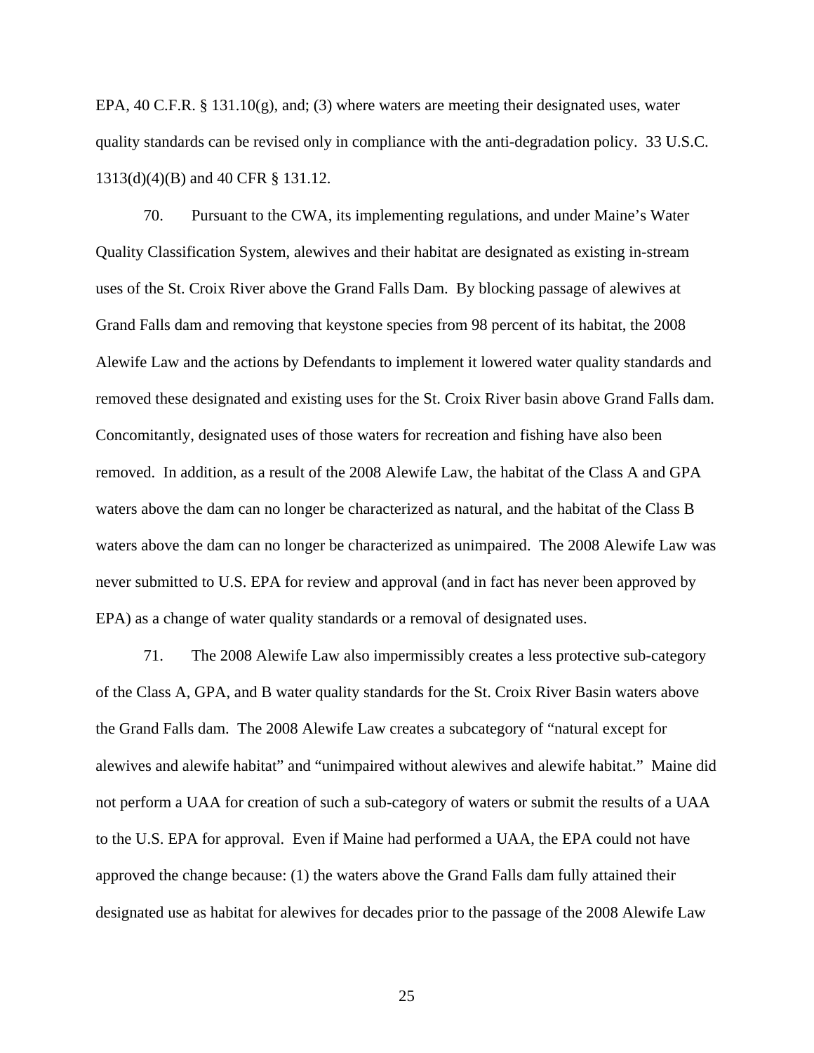EPA, 40 C.F.R. § 131.10(g), and; (3) where waters are meeting their designated uses, water quality standards can be revised only in compliance with the anti-degradation policy. 33 U.S.C. 1313(d)(4)(B) and 40 CFR § 131.12.

70. Pursuant to the CWA, its implementing regulations, and under Maine's Water Quality Classification System, alewives and their habitat are designated as existing in-stream uses of the St. Croix River above the Grand Falls Dam. By blocking passage of alewives at Grand Falls dam and removing that keystone species from 98 percent of its habitat, the 2008 Alewife Law and the actions by Defendants to implement it lowered water quality standards and removed these designated and existing uses for the St. Croix River basin above Grand Falls dam. Concomitantly, designated uses of those waters for recreation and fishing have also been removed. In addition, as a result of the 2008 Alewife Law, the habitat of the Class A and GPA waters above the dam can no longer be characterized as natural, and the habitat of the Class B waters above the dam can no longer be characterized as unimpaired. The 2008 Alewife Law was never submitted to U.S. EPA for review and approval (and in fact has never been approved by EPA) as a change of water quality standards or a removal of designated uses.

71. The 2008 Alewife Law also impermissibly creates a less protective sub-category of the Class A, GPA, and B water quality standards for the St. Croix River Basin waters above the Grand Falls dam. The 2008 Alewife Law creates a subcategory of "natural except for alewives and alewife habitat" and "unimpaired without alewives and alewife habitat." Maine did not perform a UAA for creation of such a sub-category of waters or submit the results of a UAA to the U.S. EPA for approval. Even if Maine had performed a UAA, the EPA could not have approved the change because: (1) the waters above the Grand Falls dam fully attained their designated use as habitat for alewives for decades prior to the passage of the 2008 Alewife Law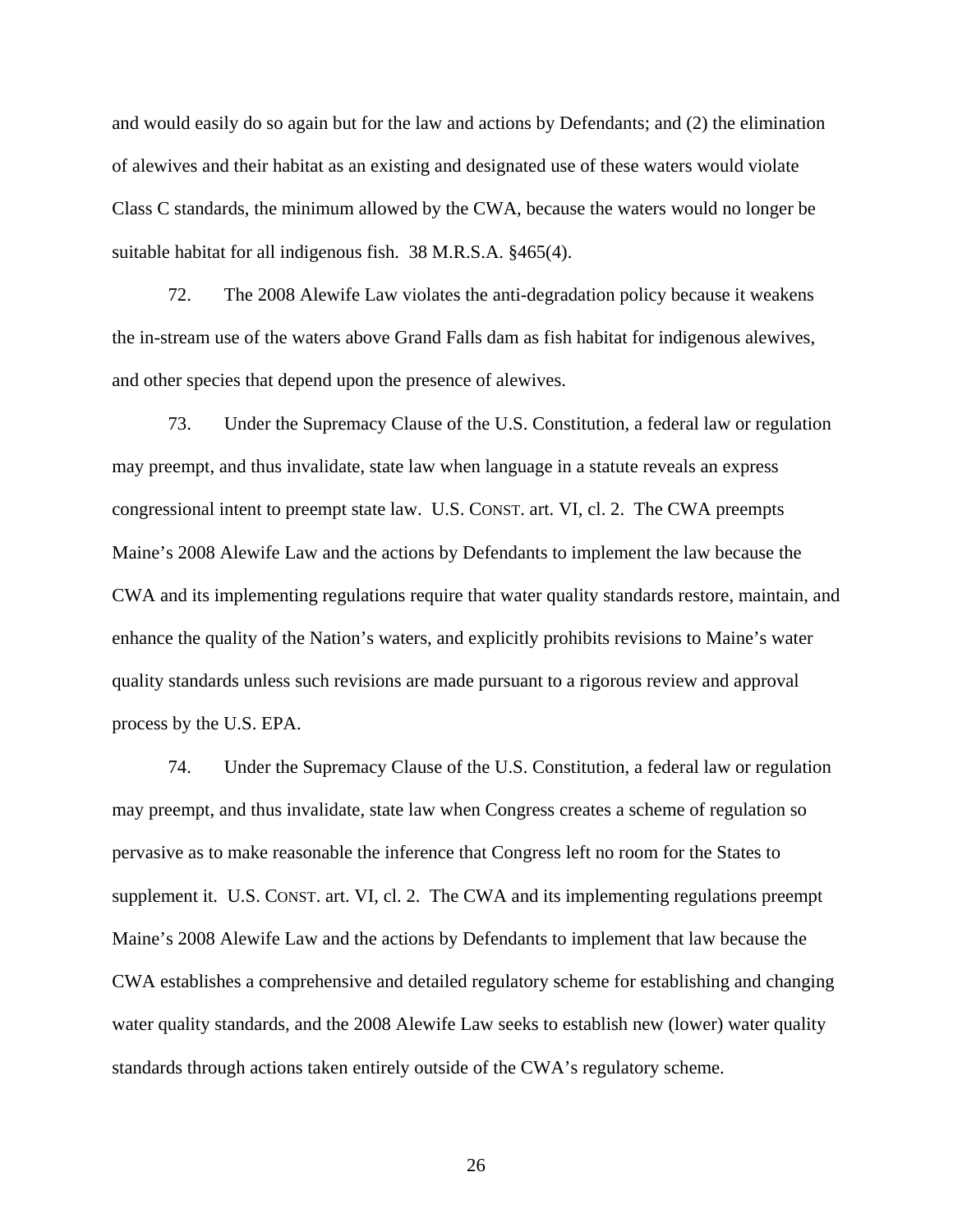and would easily do so again but for the law and actions by Defendants; and (2) the elimination of alewives and their habitat as an existing and designated use of these waters would violate Class C standards, the minimum allowed by the CWA, because the waters would no longer be suitable habitat for all indigenous fish. 38 M.R.S.A. §465(4).

72. The 2008 Alewife Law violates the anti-degradation policy because it weakens the in-stream use of the waters above Grand Falls dam as fish habitat for indigenous alewives, and other species that depend upon the presence of alewives.

73. Under the Supremacy Clause of the U.S. Constitution, a federal law or regulation may preempt, and thus invalidate, state law when language in a statute reveals an express congressional intent to preempt state law. U.S. CONST. art. VI, cl. 2. The CWA preempts Maine's 2008 Alewife Law and the actions by Defendants to implement the law because the CWA and its implementing regulations require that water quality standards restore, maintain, and enhance the quality of the Nation's waters, and explicitly prohibits revisions to Maine's water quality standards unless such revisions are made pursuant to a rigorous review and approval process by the U.S. EPA.

74. Under the Supremacy Clause of the U.S. Constitution, a federal law or regulation may preempt, and thus invalidate, state law when Congress creates a scheme of regulation so pervasive as to make reasonable the inference that Congress left no room for the States to supplement it. U.S. CONST. art. VI, cl. 2. The CWA and its implementing regulations preempt Maine's 2008 Alewife Law and the actions by Defendants to implement that law because the CWA establishes a comprehensive and detailed regulatory scheme for establishing and changing water quality standards, and the 2008 Alewife Law seeks to establish new (lower) water quality standards through actions taken entirely outside of the CWA's regulatory scheme.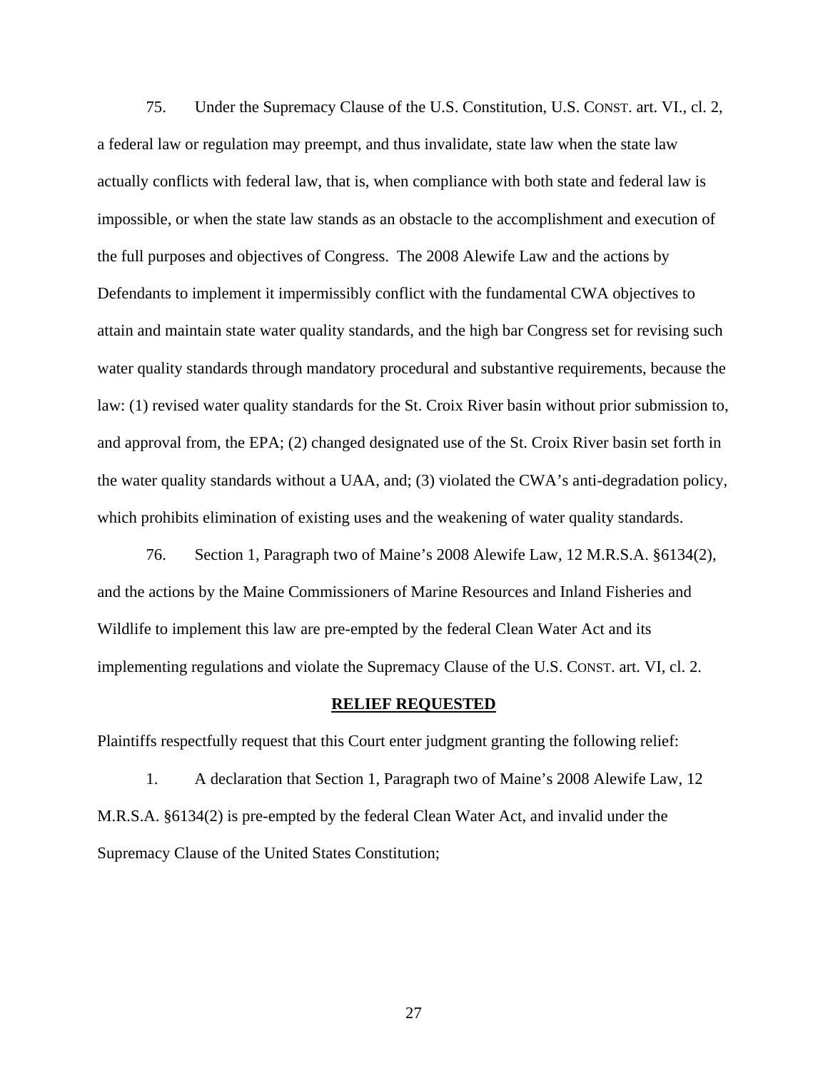75. Under the Supremacy Clause of the U.S. Constitution, U.S. CONST. art. VI., cl. 2, a federal law or regulation may preempt, and thus invalidate, state law when the state law actually conflicts with federal law, that is, when compliance with both state and federal law is impossible, or when the state law stands as an obstacle to the accomplishment and execution of the full purposes and objectives of Congress. The 2008 Alewife Law and the actions by Defendants to implement it impermissibly conflict with the fundamental CWA objectives to attain and maintain state water quality standards, and the high bar Congress set for revising such water quality standards through mandatory procedural and substantive requirements, because the law: (1) revised water quality standards for the St. Croix River basin without prior submission to, and approval from, the EPA; (2) changed designated use of the St. Croix River basin set forth in the water quality standards without a UAA, and; (3) violated the CWA's anti-degradation policy, which prohibits elimination of existing uses and the weakening of water quality standards.

76. Section 1, Paragraph two of Maine's 2008 Alewife Law, 12 M.R.S.A. §6134(2), and the actions by the Maine Commissioners of Marine Resources and Inland Fisheries and Wildlife to implement this law are pre-empted by the federal Clean Water Act and its implementing regulations and violate the Supremacy Clause of the U.S. CONST. art. VI, cl. 2.

**RELIEF REQUESTED**

Plaintiffs respectfully request that this Court enter judgment granting the following relief:

1. A declaration that Section 1, Paragraph two of Maine's 2008 Alewife Law, 12 M.R.S.A. §6134(2) is pre-empted by the federal Clean Water Act, and invalid under the Supremacy Clause of the United States Constitution;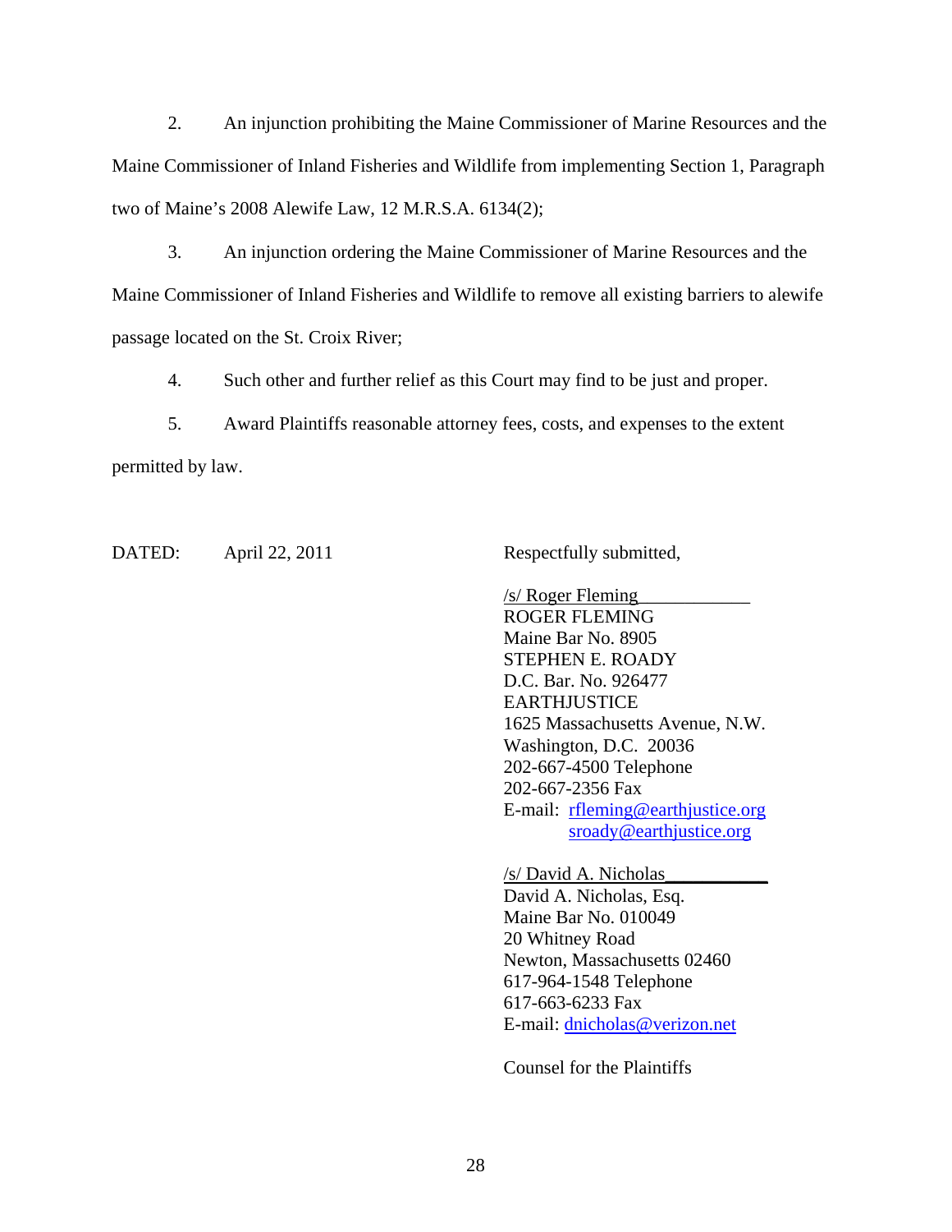2. An injunction prohibiting the Maine Commissioner of Marine Resources and the Maine Commissioner of Inland Fisheries and Wildlife from implementing Section 1, Paragraph two of Maine's 2008 Alewife Law, 12 M.R.S.A. 6134(2);

3. An injunction ordering the Maine Commissioner of Marine Resources and the Maine Commissioner of Inland Fisheries and Wildlife to remove all existing barriers to alewife passage located on the St. Croix River;

4. Such other and further relief as this Court may find to be just and proper.

5. Award Plaintiffs reasonable attorney fees, costs, and expenses to the extent permitted by law.

DATED: April 22, 2011

Respectfully submitted,

/s/ Roger Fleming____________
ROGER FLEMING
Maine Bar No. 8905
STEPHEN E. ROADY
D.C. Bar. No. 926477
EARTHJUSTICE
1625 Massachusetts Avenue, N.W.
Washington, D.C. 20036
202-667-4500 Telephone
202-667-2356 Fax
E-mail: rfleming@earthjustice.org
sroady@earthjustice.org

/s/ David A. Nicholas___________
David A. Nicholas, Esq.
Maine Bar No. 010049
20 Whitney Road
Newton, Massachusetts 02460
617-964-1548 Telephone
617-663-6233 Fax
E-mail: dnicholas@verizon.net

Counsel for the Plaintiffs